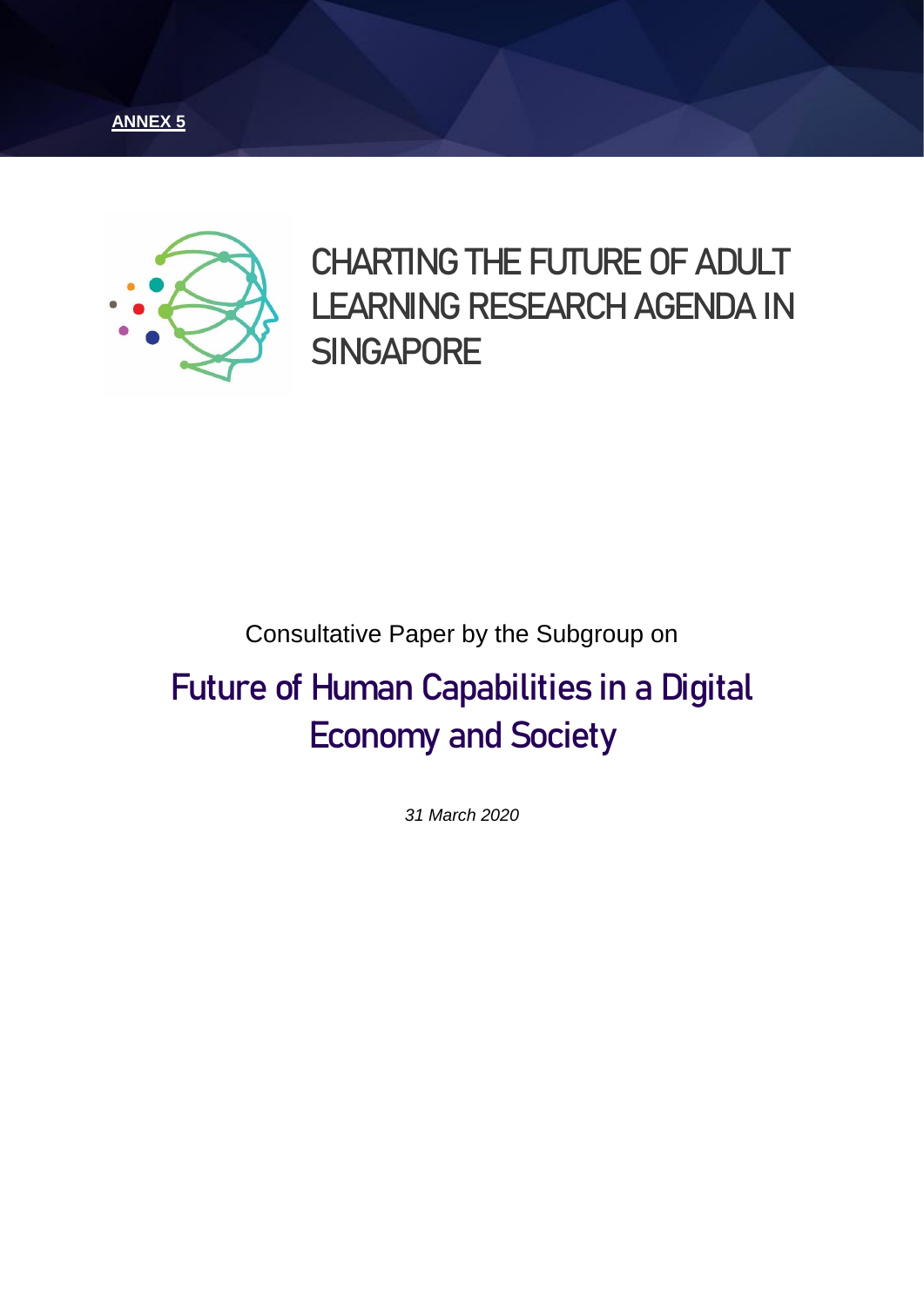**ANNEX 5**

# CHARTING THE FUTURE OF ADULT LEARNING RESEARCH AGENDA IN SINGAPORE

Consultative Paper by the Subgroup on

## Future of Human Capabilities in a Digital Economy and Society

*31 March 2020*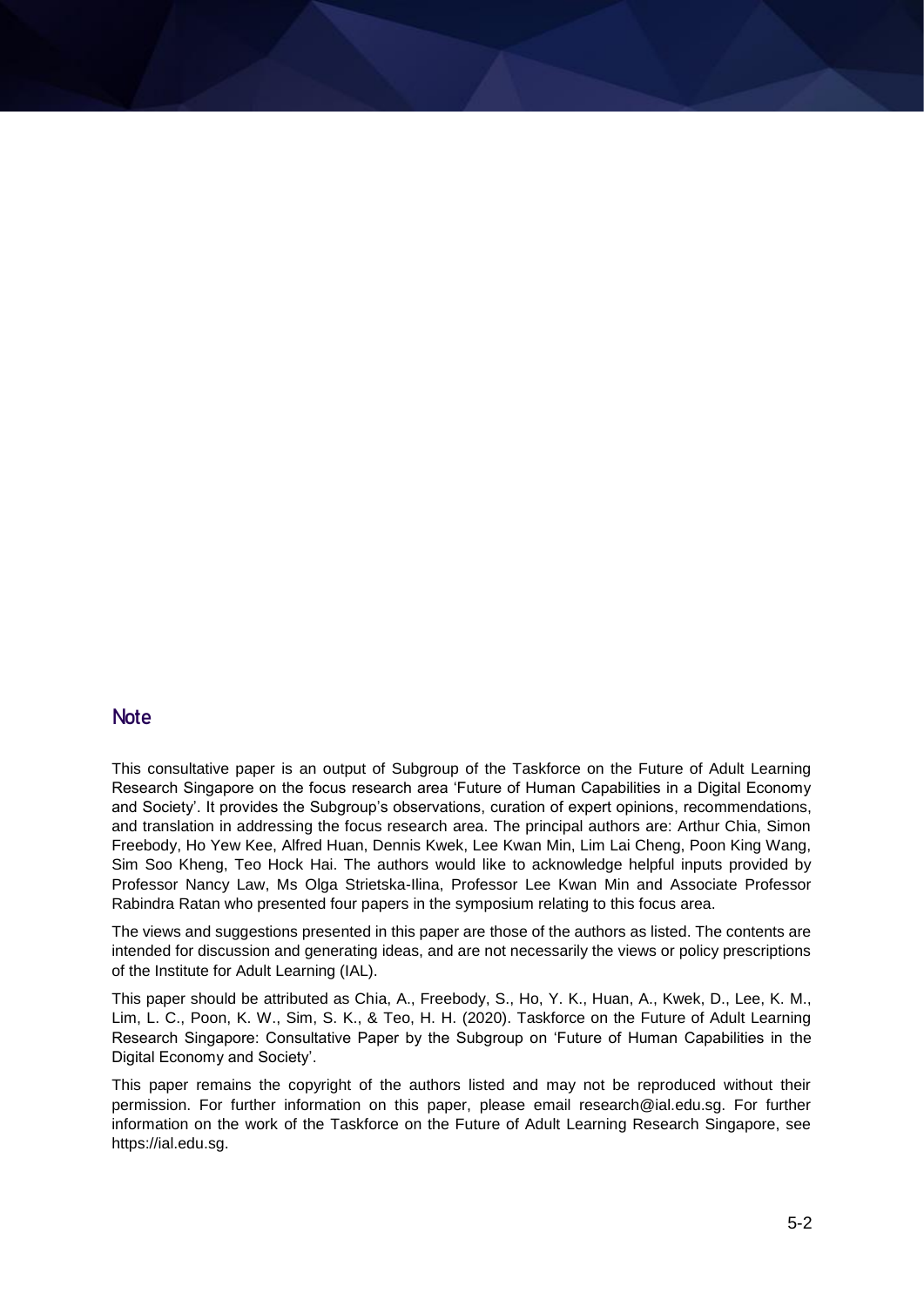## Note

This consultative paper is an output of Subgroup of the Taskforce on the Future of Adult Learning Research Singapore on the focus research area 'Future of Human Capabilities in a Digital Economy and Society'. It provides the Subgroup's observations, curation of expert opinions, recommendations, and translation in addressing the focus research area. The principal authors are: Arthur Chia, Simon Freebody, Ho Yew Kee, Alfred Huan, Dennis Kwek, Lee Kwan Min, Lim Lai Cheng, Poon King Wang, Sim Soo Kheng, Teo Hock Hai. The authors would like to acknowledge helpful inputs provided by Professor Nancy Law, Ms Olga Strietska-Ilina, Professor Lee Kwan Min and Associate Professor Rabindra Ratan who presented four papers in the symposium relating to this focus area.

The views and suggestions presented in this paper are those of the authors as listed. The contents are intended for discussion and generating ideas, and are not necessarily the views or policy prescriptions of the Institute for Adult Learning (IAL).

This paper should be attributed as Chia, A., Freebody, S., Ho, Y. K., Huan, A., Kwek, D., Lee, K. M., Lim, L. C., Poon, K. W., Sim, S. K., & Teo, H. H. (2020). Taskforce on the Future of Adult Learning Research Singapore: Consultative Paper by the Subgroup on 'Future of Human Capabilities in the Digital Economy and Society'.

This paper remains the copyright of the authors listed and may not be reproduced without their permission. For further information on this paper, please email research@ial.edu.sg. For further information on the work of the Taskforce on the Future of Adult Learning Research Singapore, see https://ial.edu.sg.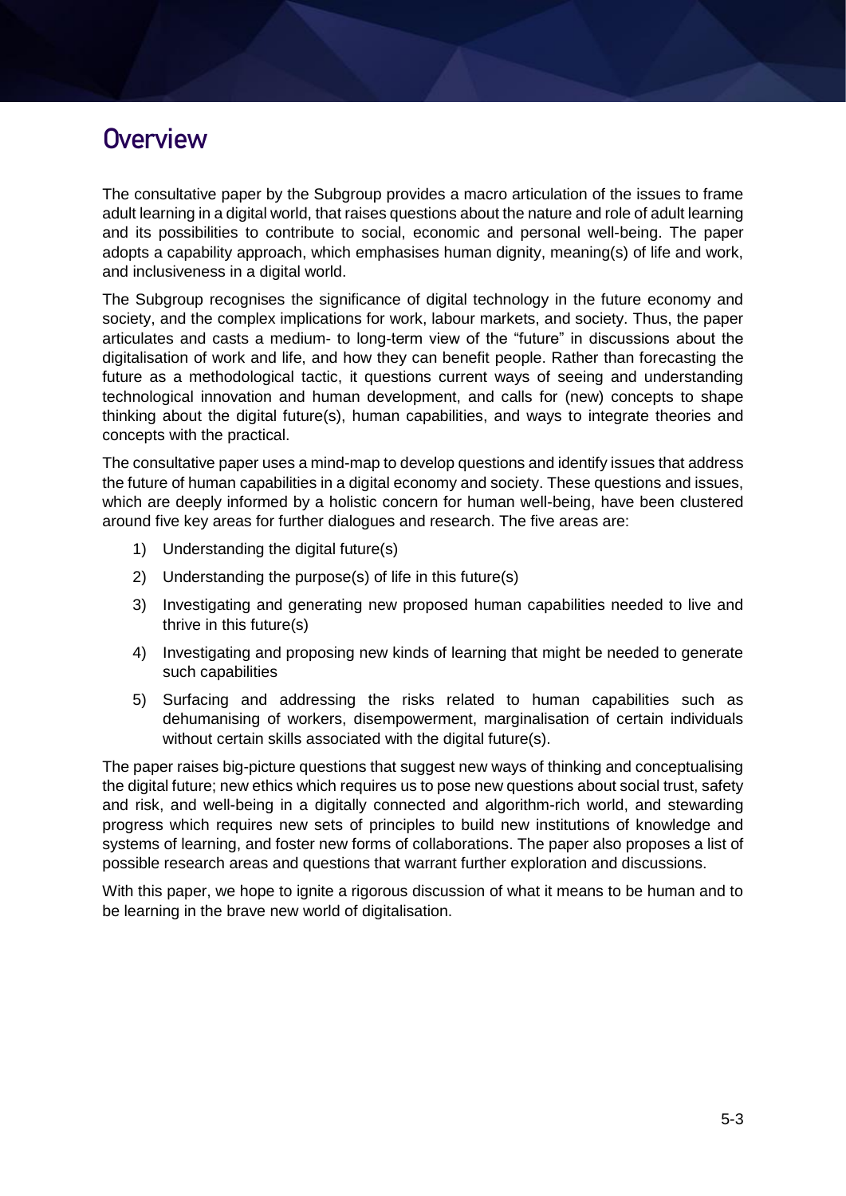# Overview

The consultative paper by the Subgroup provides a macro articulation of the issues to frame adult learning in a digital world, that raises questions about the nature and role of adult learning and its possibilities to contribute to social, economic and personal well-being. The paper adopts a capability approach, which emphasises human dignity, meaning(s) of life and work, and inclusiveness in a digital world.

The Subgroup recognises the significance of digital technology in the future economy and society, and the complex implications for work, labour markets, and society. Thus, the paper articulates and casts a medium- to long-term view of the "future" in discussions about the digitalisation of work and life, and how they can benefit people. Rather than forecasting the future as a methodological tactic, it questions current ways of seeing and understanding technological innovation and human development, and calls for (new) concepts to shape thinking about the digital future(s), human capabilities, and ways to integrate theories and concepts with the practical.

The consultative paper uses a mind-map to develop questions and identify issues that address the future of human capabilities in a digital economy and society. These questions and issues, which are deeply informed by a holistic concern for human well-being, have been clustered around five key areas for further dialogues and research. The five areas are:

1) Understanding the digital future(s)
2) Understanding the purpose(s) of life in this future(s)
3) Investigating and generating new proposed human capabilities needed to live and thrive in this future(s)
4) Investigating and proposing new kinds of learning that might be needed to generate such capabilities
5) Surfacing and addressing the risks related to human capabilities such as dehumanising of workers, disempowerment, marginalisation of certain individuals without certain skills associated with the digital future(s).

The paper raises big-picture questions that suggest new ways of thinking and conceptualising the digital future; new ethics which requires us to pose new questions about social trust, safety and risk, and well-being in a digitally connected and algorithm-rich world, and stewarding progress which requires new sets of principles to build new institutions of knowledge and systems of learning, and foster new forms of collaborations. The paper also proposes a list of possible research areas and questions that warrant further exploration and discussions.

With this paper, we hope to ignite a rigorous discussion of what it means to be human and to be learning in the brave new world of digitalisation.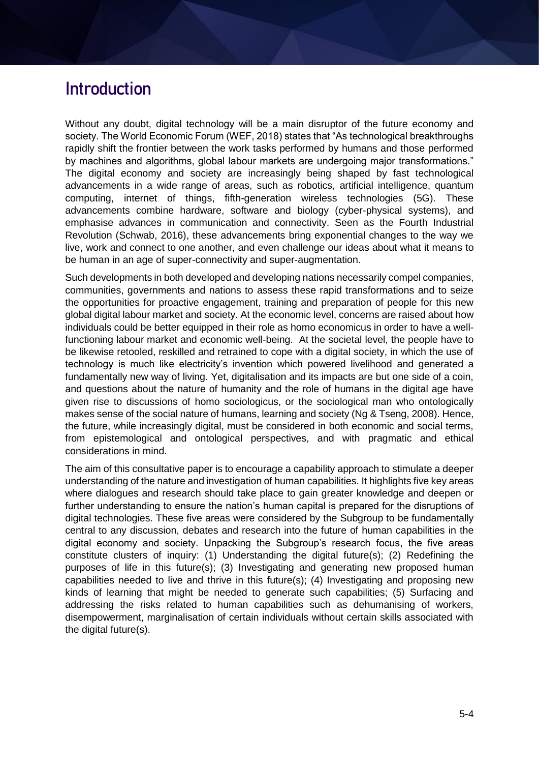# Introduction

Without any doubt, digital technology will be a main disruptor of the future economy and society. The World Economic Forum (WEF, 2018) states that "As technological breakthroughs rapidly shift the frontier between the work tasks performed by humans and those performed by machines and algorithms, global labour markets are undergoing major transformations." The digital economy and society are increasingly being shaped by fast technological advancements in a wide range of areas, such as robotics, artificial intelligence, quantum computing, internet of things, fifth-generation wireless technologies (5G). These advancements combine hardware, software and biology (cyber-physical systems), and emphasise advances in communication and connectivity. Seen as the Fourth Industrial Revolution (Schwab, 2016), these advancements bring exponential changes to the way we live, work and connect to one another, and even challenge our ideas about what it means to be human in an age of super-connectivity and super-augmentation.

Such developments in both developed and developing nations necessarily compel companies, communities, governments and nations to assess these rapid transformations and to seize the opportunities for proactive engagement, training and preparation of people for this new global digital labour market and society. At the economic level, concerns are raised about how individuals could be better equipped in their role as homo economicus in order to have a well-functioning labour market and economic well-being. At the societal level, the people have to be likewise retooled, reskilled and retrained to cope with a digital society, in which the use of technology is much like electricity's invention which powered livelihood and generated a fundamentally new way of living. Yet, digitalisation and its impacts are but one side of a coin, and questions about the nature of humanity and the role of humans in the digital age have given rise to discussions of homo sociologicus, or the sociological man who ontologically makes sense of the social nature of humans, learning and society (Ng & Tseng, 2008). Hence, the future, while increasingly digital, must be considered in both economic and social terms, from epistemological and ontological perspectives, and with pragmatic and ethical considerations in mind.

The aim of this consultative paper is to encourage a capability approach to stimulate a deeper understanding of the nature and investigation of human capabilities. It highlights five key areas where dialogues and research should take place to gain greater knowledge and deepen or further understanding to ensure the nation's human capital is prepared for the disruptions of digital technologies. These five areas were considered by the Subgroup to be fundamentally central to any discussion, debates and research into the future of human capabilities in the digital economy and society. Unpacking the Subgroup's research focus, the five areas constitute clusters of inquiry: (1) Understanding the digital future(s); (2) Redefining the purposes of life in this future(s); (3) Investigating and generating new proposed human capabilities needed to live and thrive in this future(s); (4) Investigating and proposing new kinds of learning that might be needed to generate such capabilities; (5) Surfacing and addressing the risks related to human capabilities such as dehumanising of workers, disempowerment, marginalisation of certain individuals without certain skills associated with the digital future(s).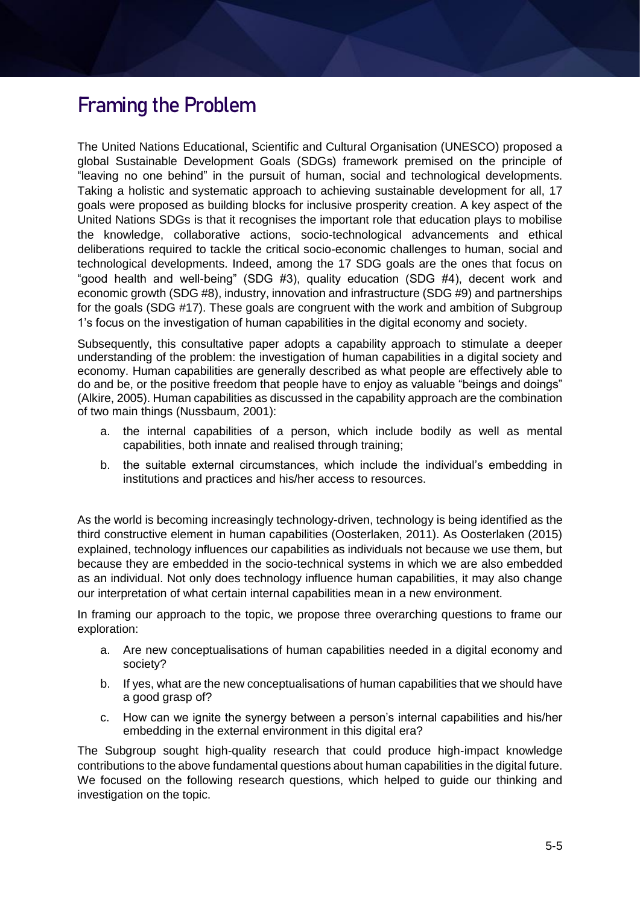## Framing the Problem

The United Nations Educational, Scientific and Cultural Organisation (UNESCO) proposed a global Sustainable Development Goals (SDGs) framework premised on the principle of "leaving no one behind" in the pursuit of human, social and technological developments. Taking a holistic and systematic approach to achieving sustainable development for all, 17 goals were proposed as building blocks for inclusive prosperity creation. A key aspect of the United Nations SDGs is that it recognises the important role that education plays to mobilise the knowledge, collaborative actions, socio-technological advancements and ethical deliberations required to tackle the critical socio-economic challenges to human, social and technological developments. Indeed, among the 17 SDG goals are the ones that focus on "good health and well-being" (SDG #3), quality education (SDG #4), decent work and economic growth (SDG #8), industry, innovation and infrastructure (SDG #9) and partnerships for the goals (SDG #17). These goals are congruent with the work and ambition of Subgroup 1's focus on the investigation of human capabilities in the digital economy and society.

Subsequently, this consultative paper adopts a capability approach to stimulate a deeper understanding of the problem: the investigation of human capabilities in a digital society and economy. Human capabilities are generally described as what people are effectively able to do and be, or the positive freedom that people have to enjoy as valuable "beings and doings" (Alkire, 2005). Human capabilities as discussed in the capability approach are the combination of two main things (Nussbaum, 2001):

a. the internal capabilities of a person, which include bodily as well as mental capabilities, both innate and realised through training;
b. the suitable external circumstances, which include the individual's embedding in institutions and practices and his/her access to resources.

As the world is becoming increasingly technology-driven, technology is being identified as the third constructive element in human capabilities (Oosterlaken, 2011). As Oosterlaken (2015) explained, technology influences our capabilities as individuals not because we use them, but because they are embedded in the socio-technical systems in which we are also embedded as an individual. Not only does technology influence human capabilities, it may also change our interpretation of what certain internal capabilities mean in a new environment.

In framing our approach to the topic, we propose three overarching questions to frame our exploration:

a. Are new conceptualisations of human capabilities needed in a digital economy and society?
b. If yes, what are the new conceptualisations of human capabilities that we should have a good grasp of?
c. How can we ignite the synergy between a person's internal capabilities and his/her embedding in the external environment in this digital era?

The Subgroup sought high-quality research that could produce high-impact knowledge contributions to the above fundamental questions about human capabilities in the digital future. We focused on the following research questions, which helped to guide our thinking and investigation on the topic.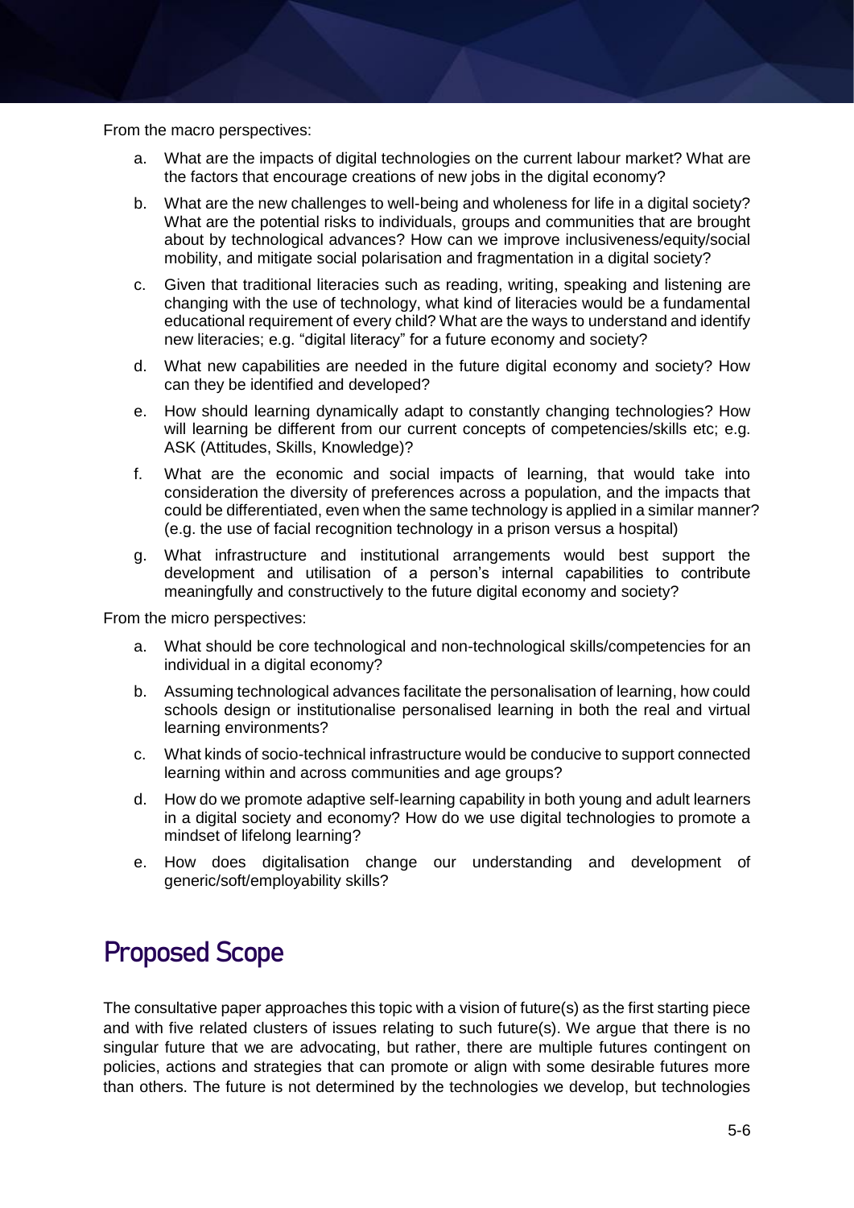From the macro perspectives:

a. What are the impacts of digital technologies on the current labour market? What are the factors that encourage creations of new jobs in the digital economy?

b. What are the new challenges to well-being and wholeness for life in a digital society? What are the potential risks to individuals, groups and communities that are brought about by technological advances? How can we improve inclusiveness/equity/social mobility, and mitigate social polarisation and fragmentation in a digital society?

c. Given that traditional literacies such as reading, writing, speaking and listening are changing with the use of technology, what kind of literacies would be a fundamental educational requirement of every child? What are the ways to understand and identify new literacies; e.g. "digital literacy" for a future economy and society?

d. What new capabilities are needed in the future digital economy and society? How can they be identified and developed?

e. How should learning dynamically adapt to constantly changing technologies? How will learning be different from our current concepts of competencies/skills etc; e.g. ASK (Attitudes, Skills, Knowledge)?

f. What are the economic and social impacts of learning, that would take into consideration the diversity of preferences across a population, and the impacts that could be differentiated, even when the same technology is applied in a similar manner? (e.g. the use of facial recognition technology in a prison versus a hospital)

g. What infrastructure and institutional arrangements would best support the development and utilisation of a person's internal capabilities to contribute meaningfully and constructively to the future digital economy and society?

From the micro perspectives:

a. What should be core technological and non-technological skills/competencies for an individual in a digital economy?

b. Assuming technological advances facilitate the personalisation of learning, how could schools design or institutionalise personalised learning in both the real and virtual learning environments?

c. What kinds of socio-technical infrastructure would be conducive to support connected learning within and across communities and age groups?

d. How do we promote adaptive self-learning capability in both young and adult learners in a digital society and economy? How do we use digital technologies to promote a mindset of lifelong learning?

e. How does digitalisation change our understanding and development of generic/soft/employability skills?

## Proposed Scope

The consultative paper approaches this topic with a vision of future(s) as the first starting piece and with five related clusters of issues relating to such future(s). We argue that there is no singular future that we are advocating, but rather, there are multiple futures contingent on policies, actions and strategies that can promote or align with some desirable futures more than others. The future is not determined by the technologies we develop, but technologies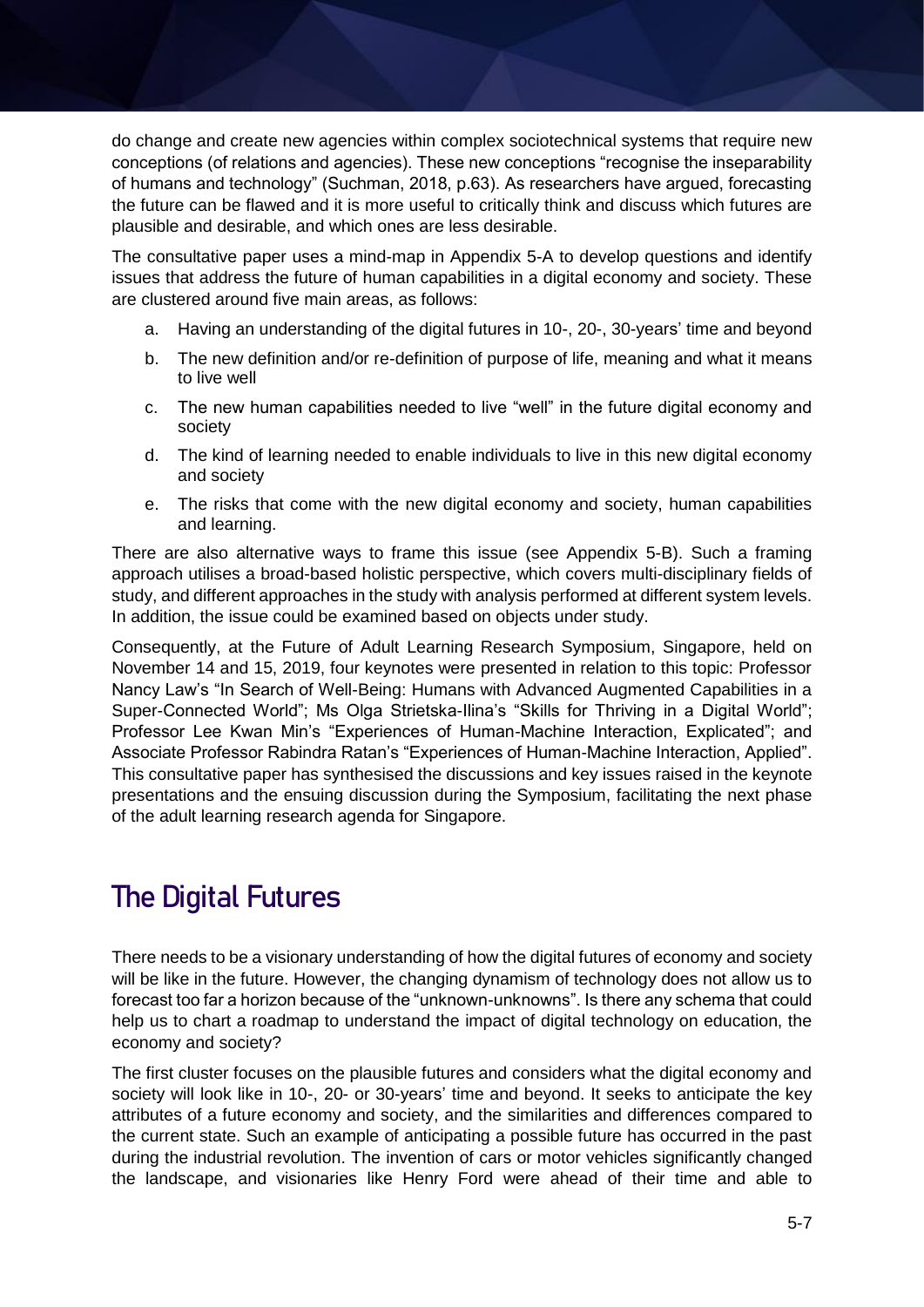do change and create new agencies within complex sociotechnical systems that require new conceptions (of relations and agencies). These new conceptions "recognise the inseparability of humans and technology" (Suchman, 2018, p.63). As researchers have argued, forecasting the future can be flawed and it is more useful to critically think and discuss which futures are plausible and desirable, and which ones are less desirable.

The consultative paper uses a mind-map in Appendix 5-A to develop questions and identify issues that address the future of human capabilities in a digital economy and society. These are clustered around five main areas, as follows:

a. Having an understanding of the digital futures in 10-, 20-, 30-years' time and beyond
b. The new definition and/or re-definition of purpose of life, meaning and what it means to live well
c. The new human capabilities needed to live "well" in the future digital economy and society
d. The kind of learning needed to enable individuals to live in this new digital economy and society
e. The risks that come with the new digital economy and society, human capabilities and learning.

There are also alternative ways to frame this issue (see Appendix 5-B). Such a framing approach utilises a broad-based holistic perspective, which covers multi-disciplinary fields of study, and different approaches in the study with analysis performed at different system levels. In addition, the issue could be examined based on objects under study.

Consequently, at the Future of Adult Learning Research Symposium, Singapore, held on November 14 and 15, 2019, four keynotes were presented in relation to this topic: Professor Nancy Law's "In Search of Well-Being: Humans with Advanced Augmented Capabilities in a Super-Connected World"; Ms Olga Strietska-Ilina's "Skills for Thriving in a Digital World"; Professor Lee Kwan Min's "Experiences of Human-Machine Interaction, Explicated"; and Associate Professor Rabindra Ratan's "Experiences of Human-Machine Interaction, Applied". This consultative paper has synthesised the discussions and key issues raised in the keynote presentations and the ensuing discussion during the Symposium, facilitating the next phase of the adult learning research agenda for Singapore.

## The Digital Futures

There needs to be a visionary understanding of how the digital futures of economy and society will be like in the future. However, the changing dynamism of technology does not allow us to forecast too far a horizon because of the "unknown-unknowns". Is there any schema that could help us to chart a roadmap to understand the impact of digital technology on education, the economy and society?

The first cluster focuses on the plausible futures and considers what the digital economy and society will look like in 10-, 20- or 30-years' time and beyond. It seeks to anticipate the key attributes of a future economy and society, and the similarities and differences compared to the current state. Such an example of anticipating a possible future has occurred in the past during the industrial revolution. The invention of cars or motor vehicles significantly changed the landscape, and visionaries like Henry Ford were ahead of their time and able to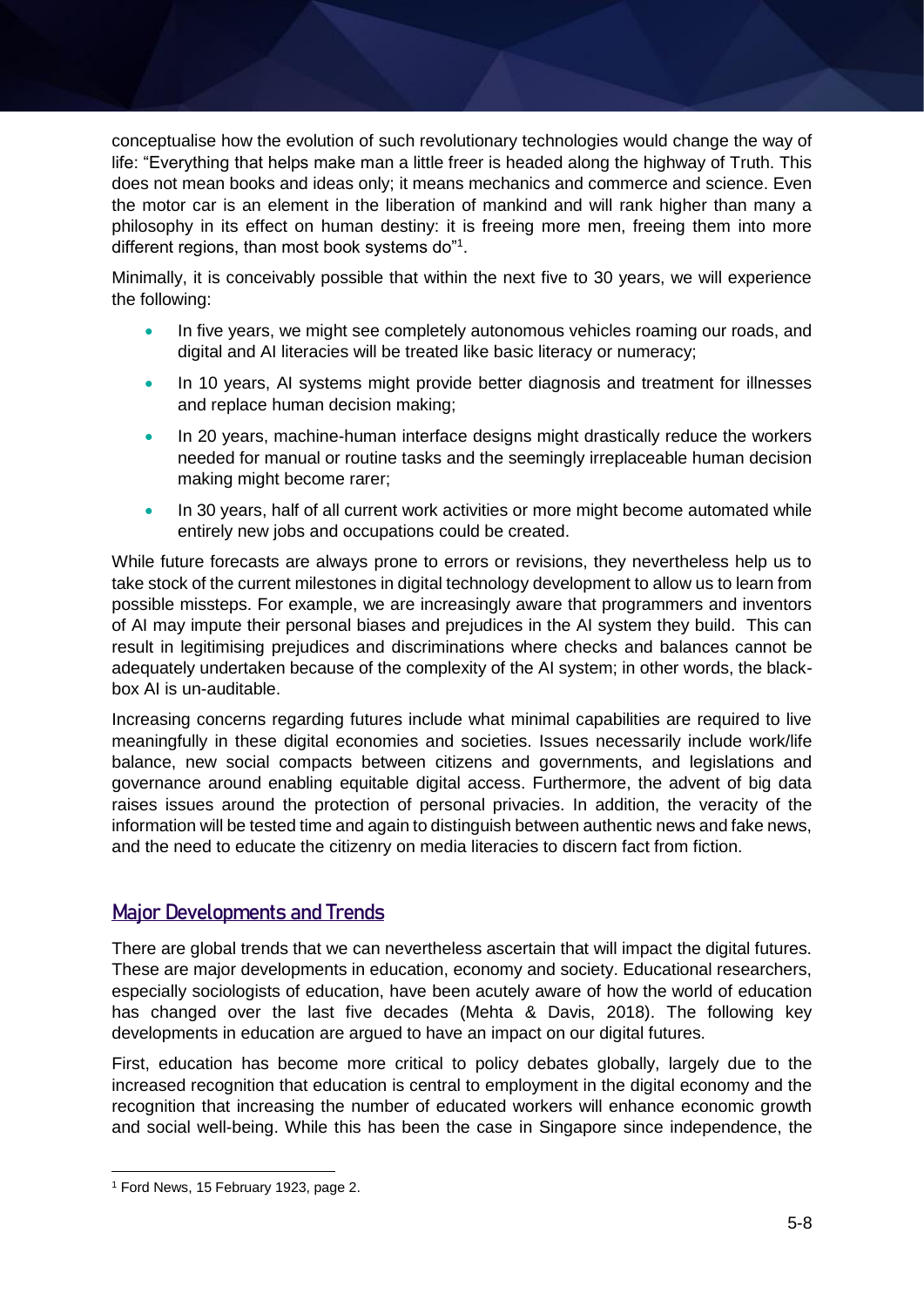conceptualise how the evolution of such revolutionary technologies would change the way of life: "Everything that helps make man a little freer is headed along the highway of Truth. This does not mean books and ideas only; it means mechanics and commerce and science. Even the motor car is an element in the liberation of mankind and will rank higher than many a philosophy in its effect on human destiny: it is freeing more men, freeing them into more different regions, than most book systems do"[1].

Minimally, it is conceivably possible that within the next five to 30 years, we will experience the following:

- In five years, we might see completely autonomous vehicles roaming our roads, and digital and AI literacies will be treated like basic literacy or numeracy;
- In 10 years, AI systems might provide better diagnosis and treatment for illnesses and replace human decision making;
- In 20 years, machine-human interface designs might drastically reduce the workers needed for manual or routine tasks and the seemingly irreplaceable human decision making might become rarer;
- In 30 years, half of all current work activities or more might become automated while entirely new jobs and occupations could be created.

While future forecasts are always prone to errors or revisions, they nevertheless help us to take stock of the current milestones in digital technology development to allow us to learn from possible missteps. For example, we are increasingly aware that programmers and inventors of AI may impute their personal biases and prejudices in the AI system they build. This can result in legitimising prejudices and discriminations where checks and balances cannot be adequately undertaken because of the complexity of the AI system; in other words, the black-box AI is un-auditable.

Increasing concerns regarding futures include what minimal capabilities are required to live meaningfully in these digital economies and societies. Issues necessarily include work/life balance, new social compacts between citizens and governments, and legislations and governance around enabling equitable digital access. Furthermore, the advent of big data raises issues around the protection of personal privacies. In addition, the veracity of the information will be tested time and again to distinguish between authentic news and fake news, and the need to educate the citizenry on media literacies to discern fact from fiction.

## Major Developments and Trends

There are global trends that we can nevertheless ascertain that will impact the digital futures. These are major developments in education, economy and society. Educational researchers, especially sociologists of education, have been acutely aware of how the world of education has changed over the last five decades (Mehta & Davis, 2018). The following key developments in education are argued to have an impact on our digital futures.

First, education has become more critical to policy debates globally, largely due to the increased recognition that education is central to employment in the digital economy and the recognition that increasing the number of educated workers will enhance economic growth and social well-being. While this has been the case in Singapore since independence, the

[1] Ford News, 15 February 1923, page 2.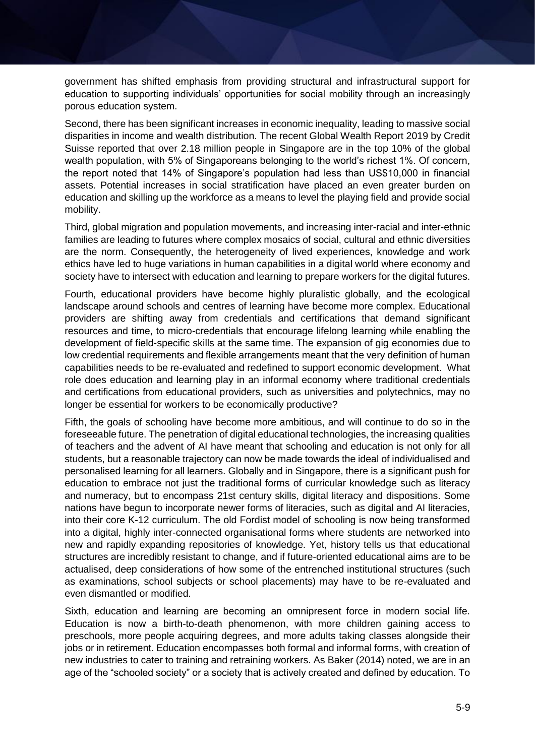government has shifted emphasis from providing structural and infrastructural support for education to supporting individuals' opportunities for social mobility through an increasingly porous education system.

Second, there has been significant increases in economic inequality, leading to massive social disparities in income and wealth distribution. The recent Global Wealth Report 2019 by Credit Suisse reported that over 2.18 million people in Singapore are in the top 10% of the global wealth population, with 5% of Singaporeans belonging to the world's richest 1%. Of concern, the report noted that 14% of Singapore's population had less than US$10,000 in financial assets. Potential increases in social stratification have placed an even greater burden on education and skilling up the workforce as a means to level the playing field and provide social mobility.

Third, global migration and population movements, and increasing inter-racial and inter-ethnic families are leading to futures where complex mosaics of social, cultural and ethnic diversities are the norm. Consequently, the heterogeneity of lived experiences, knowledge and work ethics have led to huge variations in human capabilities in a digital world where economy and society have to intersect with education and learning to prepare workers for the digital futures.

Fourth, educational providers have become highly pluralistic globally, and the ecological landscape around schools and centres of learning have become more complex. Educational providers are shifting away from credentials and certifications that demand significant resources and time, to micro-credentials that encourage lifelong learning while enabling the development of field-specific skills at the same time. The expansion of gig economies due to low credential requirements and flexible arrangements meant that the very definition of human capabilities needs to be re-evaluated and redefined to support economic development. What role does education and learning play in an informal economy where traditional credentials and certifications from educational providers, such as universities and polytechnics, may no longer be essential for workers to be economically productive?

Fifth, the goals of schooling have become more ambitious, and will continue to do so in the foreseeable future. The penetration of digital educational technologies, the increasing qualities of teachers and the advent of AI have meant that schooling and education is not only for all students, but a reasonable trajectory can now be made towards the ideal of individualised and personalised learning for all learners. Globally and in Singapore, there is a significant push for education to embrace not just the traditional forms of curricular knowledge such as literacy and numeracy, but to encompass 21st century skills, digital literacy and dispositions. Some nations have begun to incorporate newer forms of literacies, such as digital and AI literacies, into their core K-12 curriculum. The old Fordist model of schooling is now being transformed into a digital, highly inter-connected organisational forms where students are networked into new and rapidly expanding repositories of knowledge. Yet, history tells us that educational structures are incredibly resistant to change, and if future-oriented educational aims are to be actualised, deep considerations of how some of the entrenched institutional structures (such as examinations, school subjects or school placements) may have to be re-evaluated and even dismantled or modified.

Sixth, education and learning are becoming an omnipresent force in modern social life. Education is now a birth-to-death phenomenon, with more children gaining access to preschools, more people acquiring degrees, and more adults taking classes alongside their jobs or in retirement. Education encompasses both formal and informal forms, with creation of new industries to cater to training and retraining workers. As Baker (2014) noted, we are in an age of the "schooled society" or a society that is actively created and defined by education. To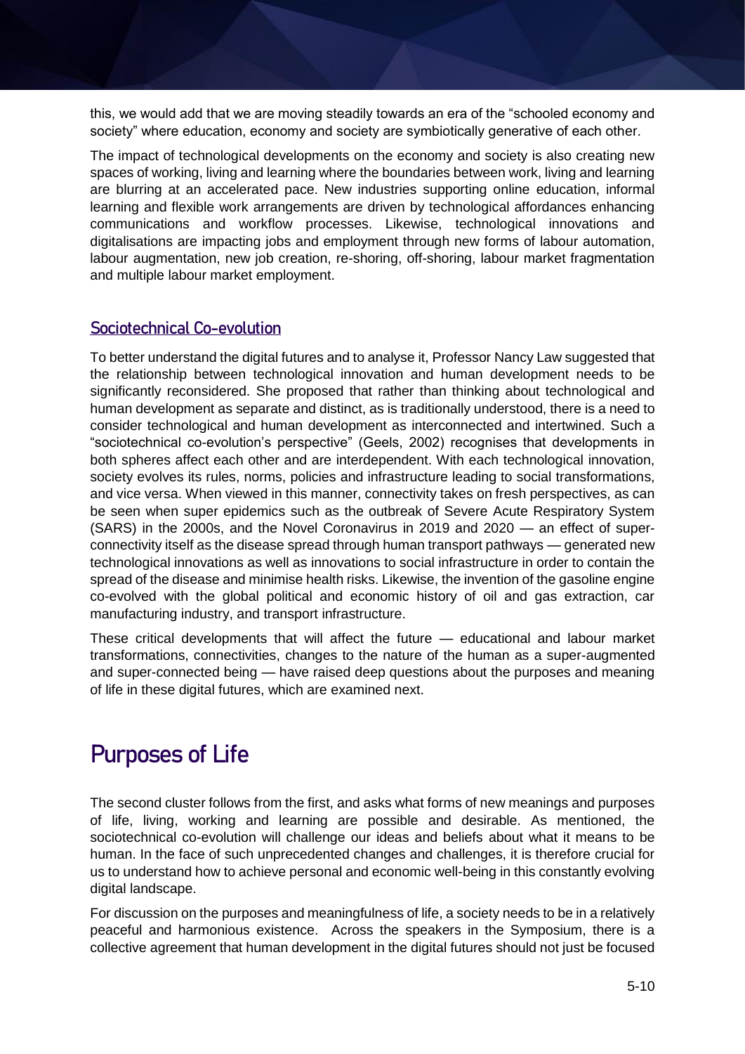this, we would add that we are moving steadily towards an era of the "schooled economy and society" where education, economy and society are symbiotically generative of each other.

The impact of technological developments on the economy and society is also creating new spaces of working, living and learning where the boundaries between work, living and learning are blurring at an accelerated pace. New industries supporting online education, informal learning and flexible work arrangements are driven by technological affordances enhancing communications and workflow processes. Likewise, technological innovations and digitalisations are impacting jobs and employment through new forms of labour automation, labour augmentation, new job creation, re-shoring, off-shoring, labour market fragmentation and multiple labour market employment.

### Sociotechnical Co-evolution

To better understand the digital futures and to analyse it, Professor Nancy Law suggested that the relationship between technological innovation and human development needs to be significantly reconsidered. She proposed that rather than thinking about technological and human development as separate and distinct, as is traditionally understood, there is a need to consider technological and human development as interconnected and intertwined. Such a "sociotechnical co-evolution's perspective" (Geels, 2002) recognises that developments in both spheres affect each other and are interdependent. With each technological innovation, society evolves its rules, norms, policies and infrastructure leading to social transformations, and vice versa. When viewed in this manner, connectivity takes on fresh perspectives, as can be seen when super epidemics such as the outbreak of Severe Acute Respiratory System (SARS) in the 2000s, and the Novel Coronavirus in 2019 and 2020 — an effect of super-connectivity itself as the disease spread through human transport pathways — generated new technological innovations as well as innovations to social infrastructure in order to contain the spread of the disease and minimise health risks. Likewise, the invention of the gasoline engine co-evolved with the global political and economic history of oil and gas extraction, car manufacturing industry, and transport infrastructure.

These critical developments that will affect the future — educational and labour market transformations, connectivities, changes to the nature of the human as a super-augmented and super-connected being — have raised deep questions about the purposes and meaning of life in these digital futures, which are examined next.

## Purposes of Life

The second cluster follows from the first, and asks what forms of new meanings and purposes of life, living, working and learning are possible and desirable. As mentioned, the sociotechnical co-evolution will challenge our ideas and beliefs about what it means to be human. In the face of such unprecedented changes and challenges, it is therefore crucial for us to understand how to achieve personal and economic well-being in this constantly evolving digital landscape.

For discussion on the purposes and meaningfulness of life, a society needs to be in a relatively peaceful and harmonious existence. Across the speakers in the Symposium, there is a collective agreement that human development in the digital futures should not just be focused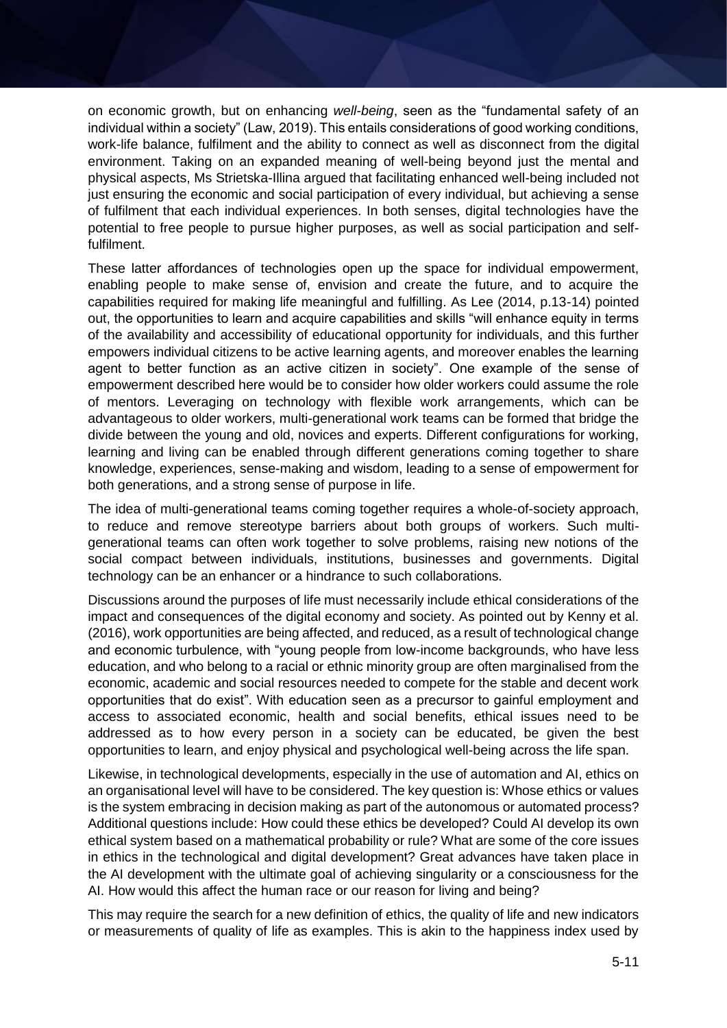on economic growth, but on enhancing *well-being*, seen as the "fundamental safety of an individual within a society" (Law, 2019). This entails considerations of good working conditions, work-life balance, fulfilment and the ability to connect as well as disconnect from the digital environment. Taking on an expanded meaning of well-being beyond just the mental and physical aspects, Ms Strietska-Illina argued that facilitating enhanced well-being included not just ensuring the economic and social participation of every individual, but achieving a sense of fulfilment that each individual experiences. In both senses, digital technologies have the potential to free people to pursue higher purposes, as well as social participation and self-fulfilment.

These latter affordances of technologies open up the space for individual empowerment, enabling people to make sense of, envision and create the future, and to acquire the capabilities required for making life meaningful and fulfilling. As Lee (2014, p.13-14) pointed out, the opportunities to learn and acquire capabilities and skills "will enhance equity in terms of the availability and accessibility of educational opportunity for individuals, and this further empowers individual citizens to be active learning agents, and moreover enables the learning agent to better function as an active citizen in society". One example of the sense of empowerment described here would be to consider how older workers could assume the role of mentors. Leveraging on technology with flexible work arrangements, which can be advantageous to older workers, multi-generational work teams can be formed that bridge the divide between the young and old, novices and experts. Different configurations for working, learning and living can be enabled through different generations coming together to share knowledge, experiences, sense-making and wisdom, leading to a sense of empowerment for both generations, and a strong sense of purpose in life.

The idea of multi-generational teams coming together requires a whole-of-society approach, to reduce and remove stereotype barriers about both groups of workers. Such multi-generational teams can often work together to solve problems, raising new notions of the social compact between individuals, institutions, businesses and governments. Digital technology can be an enhancer or a hindrance to such collaborations.

Discussions around the purposes of life must necessarily include ethical considerations of the impact and consequences of the digital economy and society. As pointed out by Kenny et al. (2016), work opportunities are being affected, and reduced, as a result of technological change and economic turbulence, with "young people from low-income backgrounds, who have less education, and who belong to a racial or ethnic minority group are often marginalised from the economic, academic and social resources needed to compete for the stable and decent work opportunities that do exist". With education seen as a precursor to gainful employment and access to associated economic, health and social benefits, ethical issues need to be addressed as to how every person in a society can be educated, be given the best opportunities to learn, and enjoy physical and psychological well-being across the life span.

Likewise, in technological developments, especially in the use of automation and AI, ethics on an organisational level will have to be considered. The key question is: Whose ethics or values is the system embracing in decision making as part of the autonomous or automated process? Additional questions include: How could these ethics be developed? Could AI develop its own ethical system based on a mathematical probability or rule? What are some of the core issues in ethics in the technological and digital development? Great advances have taken place in the AI development with the ultimate goal of achieving singularity or a consciousness for the AI. How would this affect the human race or our reason for living and being?

This may require the search for a new definition of ethics, the quality of life and new indicators or measurements of quality of life as examples. This is akin to the happiness index used by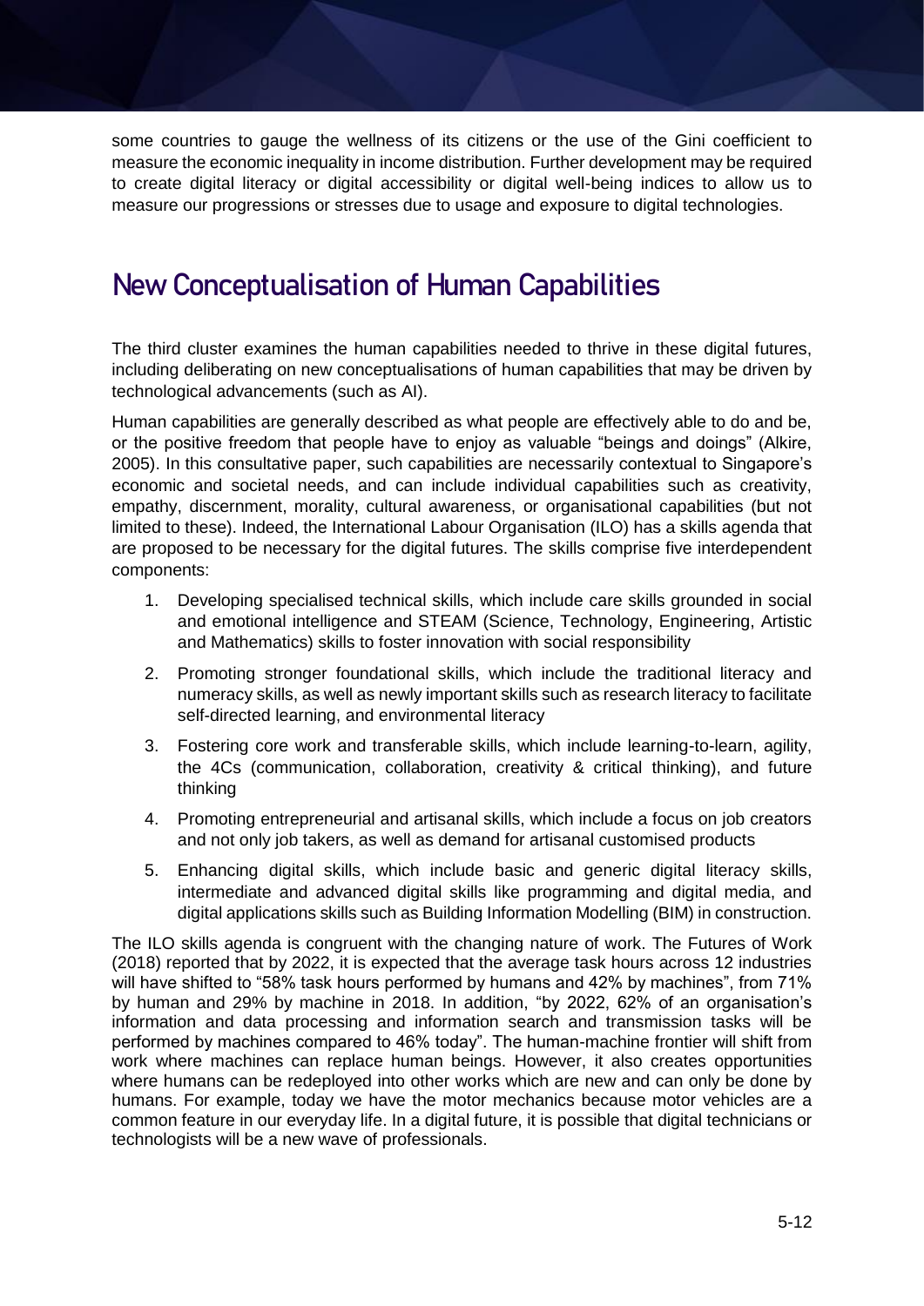some countries to gauge the wellness of its citizens or the use of the Gini coefficient to measure the economic inequality in income distribution. Further development may be required to create digital literacy or digital accessibility or digital well-being indices to allow us to measure our progressions or stresses due to usage and exposure to digital technologies.

## New Conceptualisation of Human Capabilities

The third cluster examines the human capabilities needed to thrive in these digital futures, including deliberating on new conceptualisations of human capabilities that may be driven by technological advancements (such as AI).

Human capabilities are generally described as what people are effectively able to do and be, or the positive freedom that people have to enjoy as valuable "beings and doings" (Alkire, 2005). In this consultative paper, such capabilities are necessarily contextual to Singapore's economic and societal needs, and can include individual capabilities such as creativity, empathy, discernment, morality, cultural awareness, or organisational capabilities (but not limited to these). Indeed, the International Labour Organisation (ILO) has a skills agenda that are proposed to be necessary for the digital futures. The skills comprise five interdependent components:

1. Developing specialised technical skills, which include care skills grounded in social and emotional intelligence and STEAM (Science, Technology, Engineering, Artistic and Mathematics) skills to foster innovation with social responsibility
2. Promoting stronger foundational skills, which include the traditional literacy and numeracy skills, as well as newly important skills such as research literacy to facilitate self-directed learning, and environmental literacy
3. Fostering core work and transferable skills, which include learning-to-learn, agility, the 4Cs (communication, collaboration, creativity & critical thinking), and future thinking
4. Promoting entrepreneurial and artisanal skills, which include a focus on job creators and not only job takers, as well as demand for artisanal customised products
5. Enhancing digital skills, which include basic and generic digital literacy skills, intermediate and advanced digital skills like programming and digital media, and digital applications skills such as Building Information Modelling (BIM) in construction.

The ILO skills agenda is congruent with the changing nature of work. The Futures of Work (2018) reported that by 2022, it is expected that the average task hours across 12 industries will have shifted to "58% task hours performed by humans and 42% by machines", from 71% by human and 29% by machine in 2018. In addition, "by 2022, 62% of an organisation's information and data processing and information search and transmission tasks will be performed by machines compared to 46% today". The human-machine frontier will shift from work where machines can replace human beings. However, it also creates opportunities where humans can be redeployed into other works which are new and can only be done by humans. For example, today we have the motor mechanics because motor vehicles are a common feature in our everyday life. In a digital future, it is possible that digital technicians or technologists will be a new wave of professionals.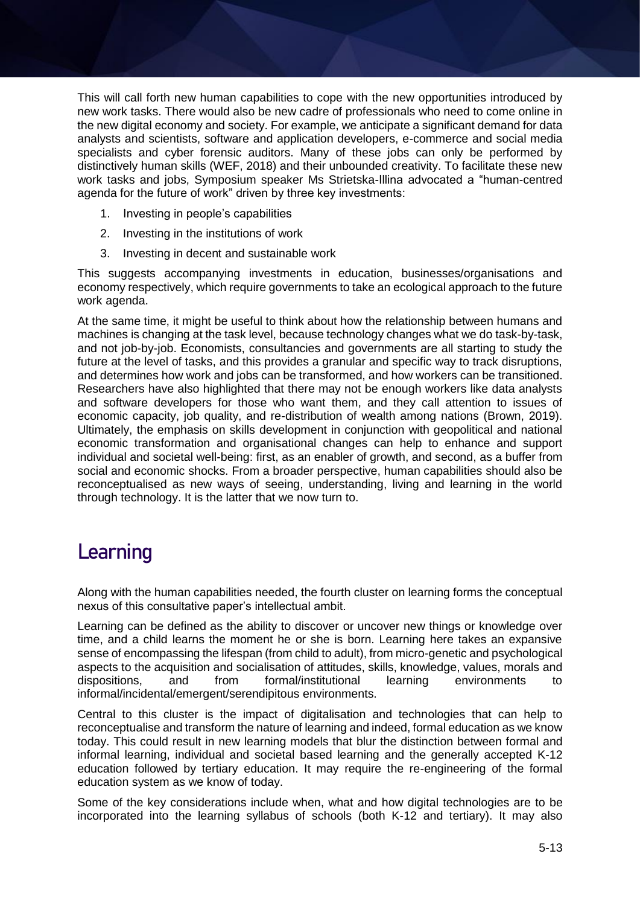This will call forth new human capabilities to cope with the new opportunities introduced by new work tasks. There would also be new cadre of professionals who need to come online in the new digital economy and society. For example, we anticipate a significant demand for data analysts and scientists, software and application developers, e-commerce and social media specialists and cyber forensic auditors. Many of these jobs can only be performed by distinctively human skills (WEF, 2018) and their unbounded creativity. To facilitate these new work tasks and jobs, Symposium speaker Ms Strietska-Illina advocated a "human-centred agenda for the future of work" driven by three key investments:

1. Investing in people's capabilities
2. Investing in the institutions of work
3. Investing in decent and sustainable work

This suggests accompanying investments in education, businesses/organisations and economy respectively, which require governments to take an ecological approach to the future work agenda.

At the same time, it might be useful to think about how the relationship between humans and machines is changing at the task level, because technology changes what we do task-by-task, and not job-by-job. Economists, consultancies and governments are all starting to study the future at the level of tasks, and this provides a granular and specific way to track disruptions, and determines how work and jobs can be transformed, and how workers can be transitioned. Researchers have also highlighted that there may not be enough workers like data analysts and software developers for those who want them, and they call attention to issues of economic capacity, job quality, and re-distribution of wealth among nations (Brown, 2019). Ultimately, the emphasis on skills development in conjunction with geopolitical and national economic transformation and organisational changes can help to enhance and support individual and societal well-being: first, as an enabler of growth, and second, as a buffer from social and economic shocks. From a broader perspective, human capabilities should also be reconceptualised as new ways of seeing, understanding, living and learning in the world through technology. It is the latter that we now turn to.

## Learning

Along with the human capabilities needed, the fourth cluster on learning forms the conceptual nexus of this consultative paper's intellectual ambit.

Learning can be defined as the ability to discover or uncover new things or knowledge over time, and a child learns the moment he or she is born. Learning here takes an expansive sense of encompassing the lifespan (from child to adult), from micro-genetic and psychological aspects to the acquisition and socialisation of attitudes, skills, knowledge, values, morals and dispositions, and from formal/institutional learning environments to informal/incidental/emergent/serendipitous environments.

Central to this cluster is the impact of digitalisation and technologies that can help to reconceptualise and transform the nature of learning and indeed, formal education as we know today. This could result in new learning models that blur the distinction between formal and informal learning, individual and societal based learning and the generally accepted K-12 education followed by tertiary education. It may require the re-engineering of the formal education system as we know of today.

Some of the key considerations include when, what and how digital technologies are to be incorporated into the learning syllabus of schools (both K-12 and tertiary). It may also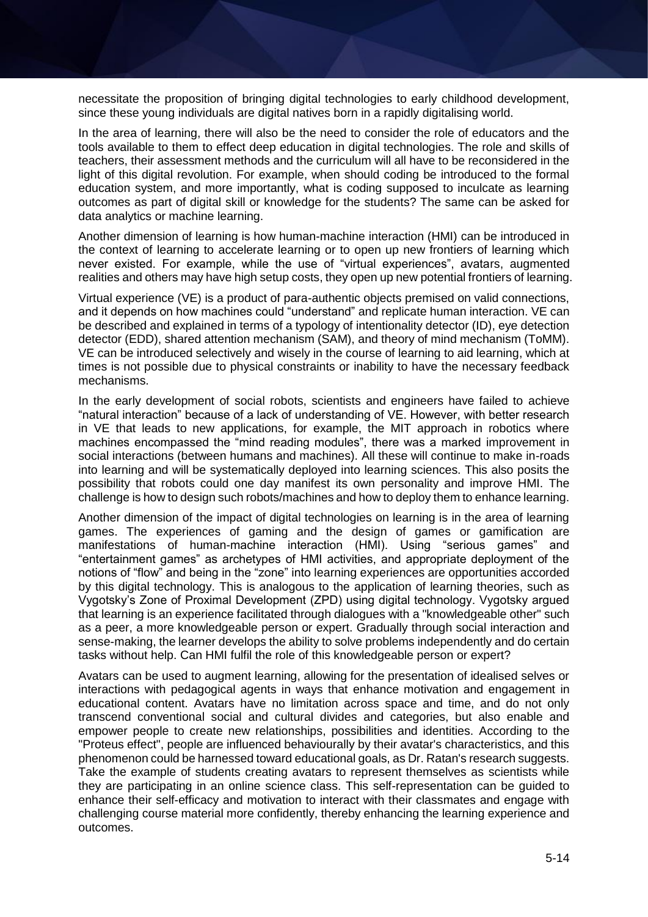necessitate the proposition of bringing digital technologies to early childhood development, since these young individuals are digital natives born in a rapidly digitalising world.

In the area of learning, there will also be the need to consider the role of educators and the tools available to them to effect deep education in digital technologies. The role and skills of teachers, their assessment methods and the curriculum will all have to be reconsidered in the light of this digital revolution. For example, when should coding be introduced to the formal education system, and more importantly, what is coding supposed to inculcate as learning outcomes as part of digital skill or knowledge for the students? The same can be asked for data analytics or machine learning.

Another dimension of learning is how human-machine interaction (HMI) can be introduced in the context of learning to accelerate learning or to open up new frontiers of learning which never existed. For example, while the use of "virtual experiences", avatars, augmented realities and others may have high setup costs, they open up new potential frontiers of learning.

Virtual experience (VE) is a product of para-authentic objects premised on valid connections, and it depends on how machines could "understand" and replicate human interaction. VE can be described and explained in terms of a typology of intentionality detector (ID), eye detection detector (EDD), shared attention mechanism (SAM), and theory of mind mechanism (ToMM). VE can be introduced selectively and wisely in the course of learning to aid learning, which at times is not possible due to physical constraints or inability to have the necessary feedback mechanisms.

In the early development of social robots, scientists and engineers have failed to achieve "natural interaction" because of a lack of understanding of VE. However, with better research in VE that leads to new applications, for example, the MIT approach in robotics where machines encompassed the "mind reading modules", there was a marked improvement in social interactions (between humans and machines). All these will continue to make in-roads into learning and will be systematically deployed into learning sciences. This also posits the possibility that robots could one day manifest its own personality and improve HMI. The challenge is how to design such robots/machines and how to deploy them to enhance learning.

Another dimension of the impact of digital technologies on learning is in the area of learning games. The experiences of gaming and the design of games or gamification are manifestations of human-machine interaction (HMI). Using "serious games" and "entertainment games" as archetypes of HMI activities, and appropriate deployment of the notions of "flow" and being in the "zone" into learning experiences are opportunities accorded by this digital technology. This is analogous to the application of learning theories, such as Vygotsky's Zone of Proximal Development (ZPD) using digital technology. Vygotsky argued that learning is an experience facilitated through dialogues with a "knowledgeable other" such as a peer, a more knowledgeable person or expert. Gradually through social interaction and sense-making, the learner develops the ability to solve problems independently and do certain tasks without help. Can HMI fulfil the role of this knowledgeable person or expert?

Avatars can be used to augment learning, allowing for the presentation of idealised selves or interactions with pedagogical agents in ways that enhance motivation and engagement in educational content. Avatars have no limitation across space and time, and do not only transcend conventional social and cultural divides and categories, but also enable and empower people to create new relationships, possibilities and identities. According to the "Proteus effect", people are influenced behaviourally by their avatar's characteristics, and this phenomenon could be harnessed toward educational goals, as Dr. Ratan's research suggests. Take the example of students creating avatars to represent themselves as scientists while they are participating in an online science class. This self-representation can be guided to enhance their self-efficacy and motivation to interact with their classmates and engage with challenging course material more confidently, thereby enhancing the learning experience and outcomes.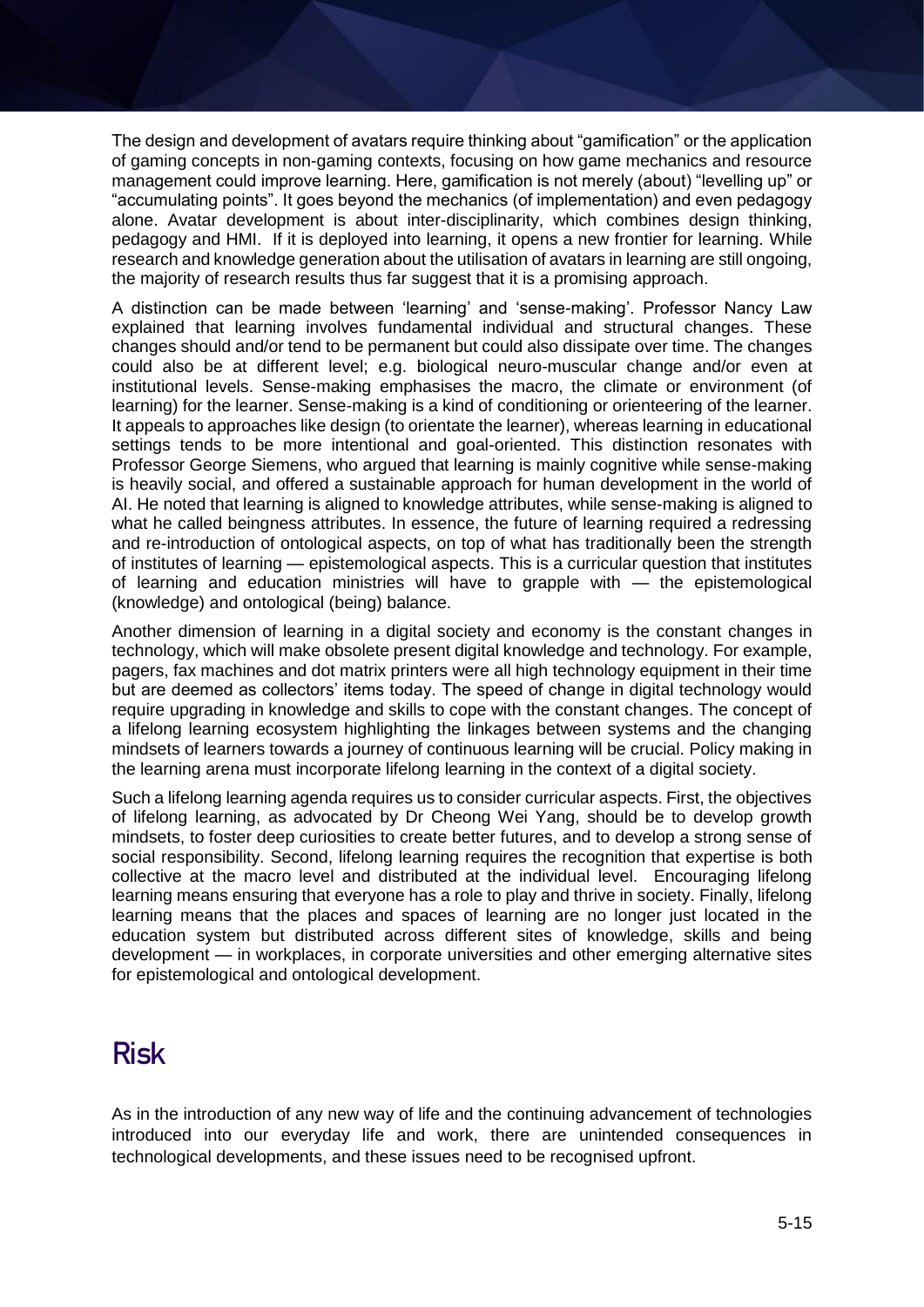The design and development of avatars require thinking about "gamification" or the application of gaming concepts in non-gaming contexts, focusing on how game mechanics and resource management could improve learning. Here, gamification is not merely (about) "levelling up" or "accumulating points". It goes beyond the mechanics (of implementation) and even pedagogy alone. Avatar development is about inter-disciplinarity, which combines design thinking, pedagogy and HMI. If it is deployed into learning, it opens a new frontier for learning. While research and knowledge generation about the utilisation of avatars in learning are still ongoing, the majority of research results thus far suggest that it is a promising approach.

A distinction can be made between 'learning' and 'sense-making'. Professor Nancy Law explained that learning involves fundamental individual and structural changes. These changes should and/or tend to be permanent but could also dissipate over time. The changes could also be at different level; e.g. biological neuro-muscular change and/or even at institutional levels. Sense-making emphasises the macro, the climate or environment (of learning) for the learner. Sense-making is a kind of conditioning or orienteering of the learner. It appeals to approaches like design (to orientate the learner), whereas learning in educational settings tends to be more intentional and goal-oriented. This distinction resonates with Professor George Siemens, who argued that learning is mainly cognitive while sense-making is heavily social, and offered a sustainable approach for human development in the world of AI. He noted that learning is aligned to knowledge attributes, while sense-making is aligned to what he called beingness attributes. In essence, the future of learning required a redressing and re-introduction of ontological aspects, on top of what has traditionally been the strength of institutes of learning — epistemological aspects. This is a curricular question that institutes of learning and education ministries will have to grapple with — the epistemological (knowledge) and ontological (being) balance.

Another dimension of learning in a digital society and economy is the constant changes in technology, which will make obsolete present digital knowledge and technology. For example, pagers, fax machines and dot matrix printers were all high technology equipment in their time but are deemed as collectors' items today. The speed of change in digital technology would require upgrading in knowledge and skills to cope with the constant changes. The concept of a lifelong learning ecosystem highlighting the linkages between systems and the changing mindsets of learners towards a journey of continuous learning will be crucial. Policy making in the learning arena must incorporate lifelong learning in the context of a digital society.

Such a lifelong learning agenda requires us to consider curricular aspects. First, the objectives of lifelong learning, as advocated by Dr Cheong Wei Yang, should be to develop growth mindsets, to foster deep curiosities to create better futures, and to develop a strong sense of social responsibility. Second, lifelong learning requires the recognition that expertise is both collective at the macro level and distributed at the individual level. Encouraging lifelong learning means ensuring that everyone has a role to play and thrive in society. Finally, lifelong learning means that the places and spaces of learning are no longer just located in the education system but distributed across different sites of knowledge, skills and being development — in workplaces, in corporate universities and other emerging alternative sites for epistemological and ontological development.

## Risk

As in the introduction of any new way of life and the continuing advancement of technologies introduced into our everyday life and work, there are unintended consequences in technological developments, and these issues need to be recognised upfront.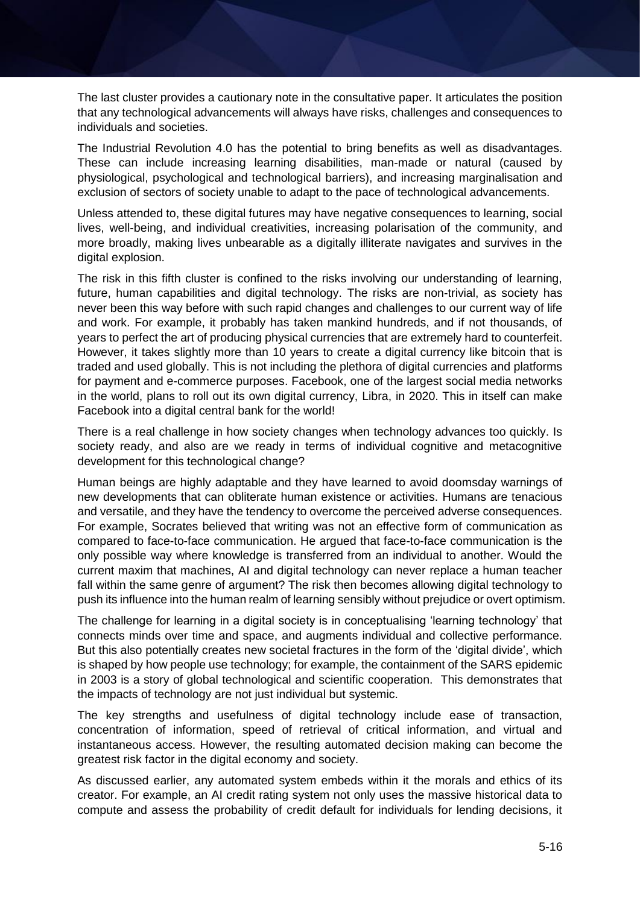The last cluster provides a cautionary note in the consultative paper. It articulates the position that any technological advancements will always have risks, challenges and consequences to individuals and societies.

The Industrial Revolution 4.0 has the potential to bring benefits as well as disadvantages. These can include increasing learning disabilities, man-made or natural (caused by physiological, psychological and technological barriers), and increasing marginalisation and exclusion of sectors of society unable to adapt to the pace of technological advancements.

Unless attended to, these digital futures may have negative consequences to learning, social lives, well-being, and individual creativities, increasing polarisation of the community, and more broadly, making lives unbearable as a digitally illiterate navigates and survives in the digital explosion.

The risk in this fifth cluster is confined to the risks involving our understanding of learning, future, human capabilities and digital technology. The risks are non-trivial, as society has never been this way before with such rapid changes and challenges to our current way of life and work. For example, it probably has taken mankind hundreds, and if not thousands, of years to perfect the art of producing physical currencies that are extremely hard to counterfeit. However, it takes slightly more than 10 years to create a digital currency like bitcoin that is traded and used globally. This is not including the plethora of digital currencies and platforms for payment and e-commerce purposes. Facebook, one of the largest social media networks in the world, plans to roll out its own digital currency, Libra, in 2020. This in itself can make Facebook into a digital central bank for the world!

There is a real challenge in how society changes when technology advances too quickly. Is society ready, and also are we ready in terms of individual cognitive and metacognitive development for this technological change?

Human beings are highly adaptable and they have learned to avoid doomsday warnings of new developments that can obliterate human existence or activities. Humans are tenacious and versatile, and they have the tendency to overcome the perceived adverse consequences. For example, Socrates believed that writing was not an effective form of communication as compared to face-to-face communication. He argued that face-to-face communication is the only possible way where knowledge is transferred from an individual to another. Would the current maxim that machines, AI and digital technology can never replace a human teacher fall within the same genre of argument? The risk then becomes allowing digital technology to push its influence into the human realm of learning sensibly without prejudice or overt optimism.

The challenge for learning in a digital society is in conceptualising 'learning technology' that connects minds over time and space, and augments individual and collective performance. But this also potentially creates new societal fractures in the form of the 'digital divide', which is shaped by how people use technology; for example, the containment of the SARS epidemic in 2003 is a story of global technological and scientific cooperation. This demonstrates that the impacts of technology are not just individual but systemic.

The key strengths and usefulness of digital technology include ease of transaction, concentration of information, speed of retrieval of critical information, and virtual and instantaneous access. However, the resulting automated decision making can become the greatest risk factor in the digital economy and society.

As discussed earlier, any automated system embeds within it the morals and ethics of its creator. For example, an AI credit rating system not only uses the massive historical data to compute and assess the probability of credit default for individuals for lending decisions, it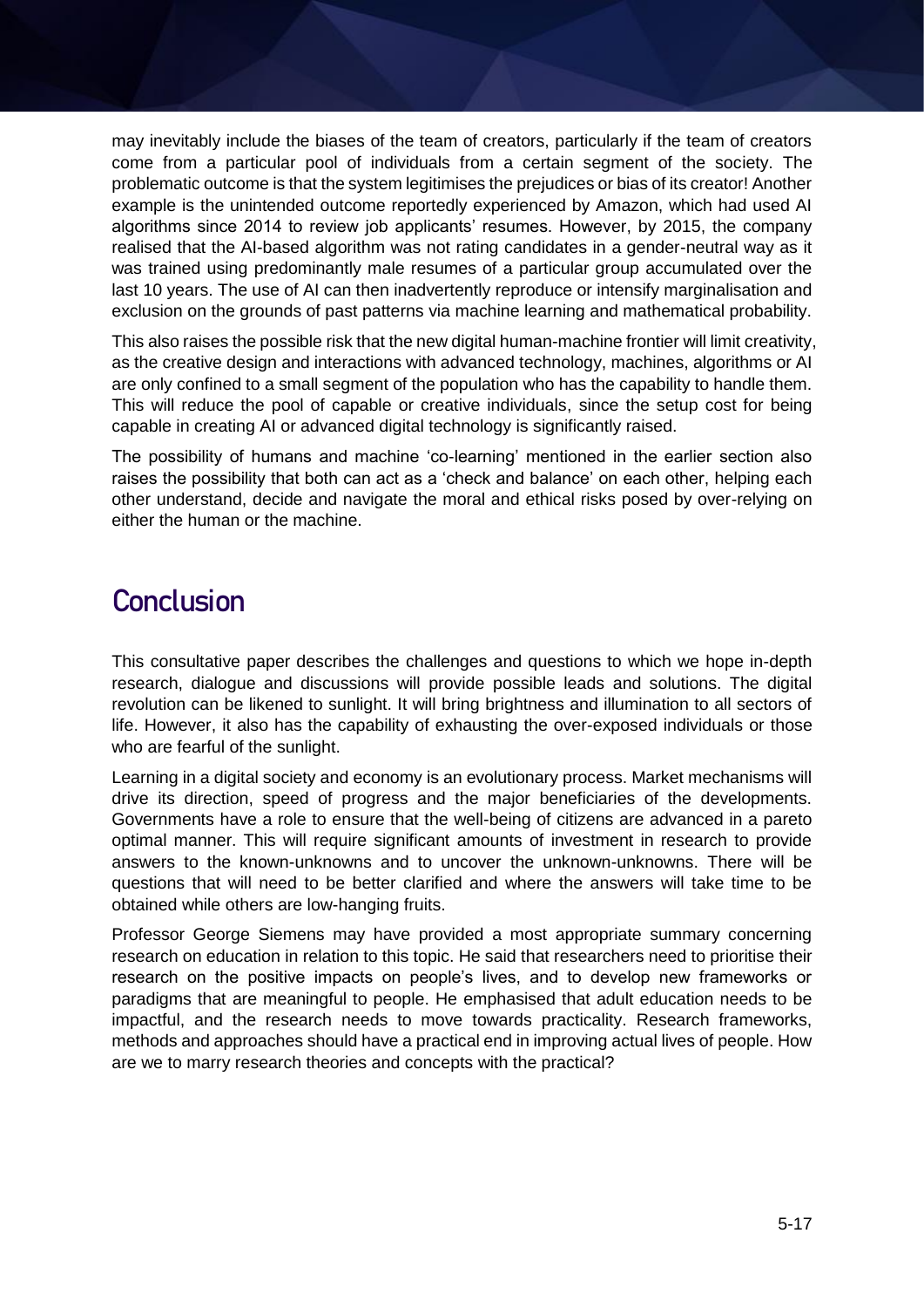may inevitably include the biases of the team of creators, particularly if the team of creators come from a particular pool of individuals from a certain segment of the society. The problematic outcome is that the system legitimises the prejudices or bias of its creator! Another example is the unintended outcome reportedly experienced by Amazon, which had used AI algorithms since 2014 to review job applicants' resumes. However, by 2015, the company realised that the AI-based algorithm was not rating candidates in a gender-neutral way as it was trained using predominantly male resumes of a particular group accumulated over the last 10 years. The use of AI can then inadvertently reproduce or intensify marginalisation and exclusion on the grounds of past patterns via machine learning and mathematical probability.

This also raises the possible risk that the new digital human-machine frontier will limit creativity, as the creative design and interactions with advanced technology, machines, algorithms or AI are only confined to a small segment of the population who has the capability to handle them. This will reduce the pool of capable or creative individuals, since the setup cost for being capable in creating AI or advanced digital technology is significantly raised.

The possibility of humans and machine 'co-learning' mentioned in the earlier section also raises the possibility that both can act as a 'check and balance' on each other, helping each other understand, decide and navigate the moral and ethical risks posed by over-relying on either the human or the machine.

## Conclusion

This consultative paper describes the challenges and questions to which we hope in-depth research, dialogue and discussions will provide possible leads and solutions. The digital revolution can be likened to sunlight. It will bring brightness and illumination to all sectors of life. However, it also has the capability of exhausting the over-exposed individuals or those who are fearful of the sunlight.

Learning in a digital society and economy is an evolutionary process. Market mechanisms will drive its direction, speed of progress and the major beneficiaries of the developments. Governments have a role to ensure that the well-being of citizens are advanced in a pareto optimal manner. This will require significant amounts of investment in research to provide answers to the known-unknowns and to uncover the unknown-unknowns. There will be questions that will need to be better clarified and where the answers will take time to be obtained while others are low-hanging fruits.

Professor George Siemens may have provided a most appropriate summary concerning research on education in relation to this topic. He said that researchers need to prioritise their research on the positive impacts on people's lives, and to develop new frameworks or paradigms that are meaningful to people. He emphasised that adult education needs to be impactful, and the research needs to move towards practicality. Research frameworks, methods and approaches should have a practical end in improving actual lives of people. How are we to marry research theories and concepts with the practical?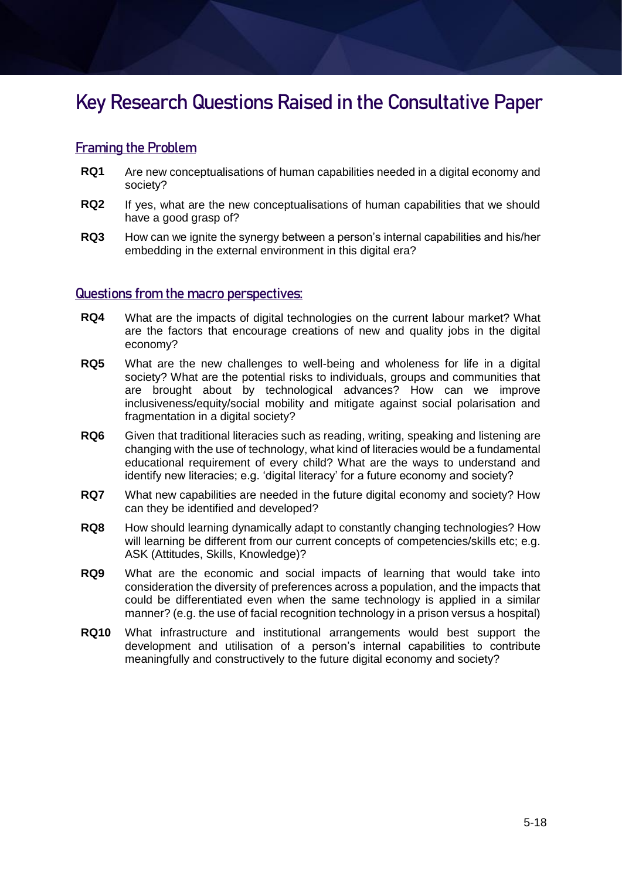# Key Research Questions Raised in the Consultative Paper

## Framing the Problem

**RQ1** Are new conceptualisations of human capabilities needed in a digital economy and society?

**RQ2** If yes, what are the new conceptualisations of human capabilities that we should have a good grasp of?

**RQ3** How can we ignite the synergy between a person's internal capabilities and his/her embedding in the external environment in this digital era?

## Questions from the macro perspectives:

**RQ4** What are the impacts of digital technologies on the current labour market? What are the factors that encourage creations of new and quality jobs in the digital economy?

**RQ5** What are the new challenges to well-being and wholeness for life in a digital society? What are the potential risks to individuals, groups and communities that are brought about by technological advances? How can we improve inclusiveness/equity/social mobility and mitigate against social polarisation and fragmentation in a digital society?

**RQ6** Given that traditional literacies such as reading, writing, speaking and listening are changing with the use of technology, what kind of literacies would be a fundamental educational requirement of every child? What are the ways to understand and identify new literacies; e.g. 'digital literacy' for a future economy and society?

**RQ7** What new capabilities are needed in the future digital economy and society? How can they be identified and developed?

**RQ8** How should learning dynamically adapt to constantly changing technologies? How will learning be different from our current concepts of competencies/skills etc; e.g. ASK (Attitudes, Skills, Knowledge)?

**RQ9** What are the economic and social impacts of learning that would take into consideration the diversity of preferences across a population, and the impacts that could be differentiated even when the same technology is applied in a similar manner? (e.g. the use of facial recognition technology in a prison versus a hospital)

**RQ10** What infrastructure and institutional arrangements would best support the development and utilisation of a person's internal capabilities to contribute meaningfully and constructively to the future digital economy and society?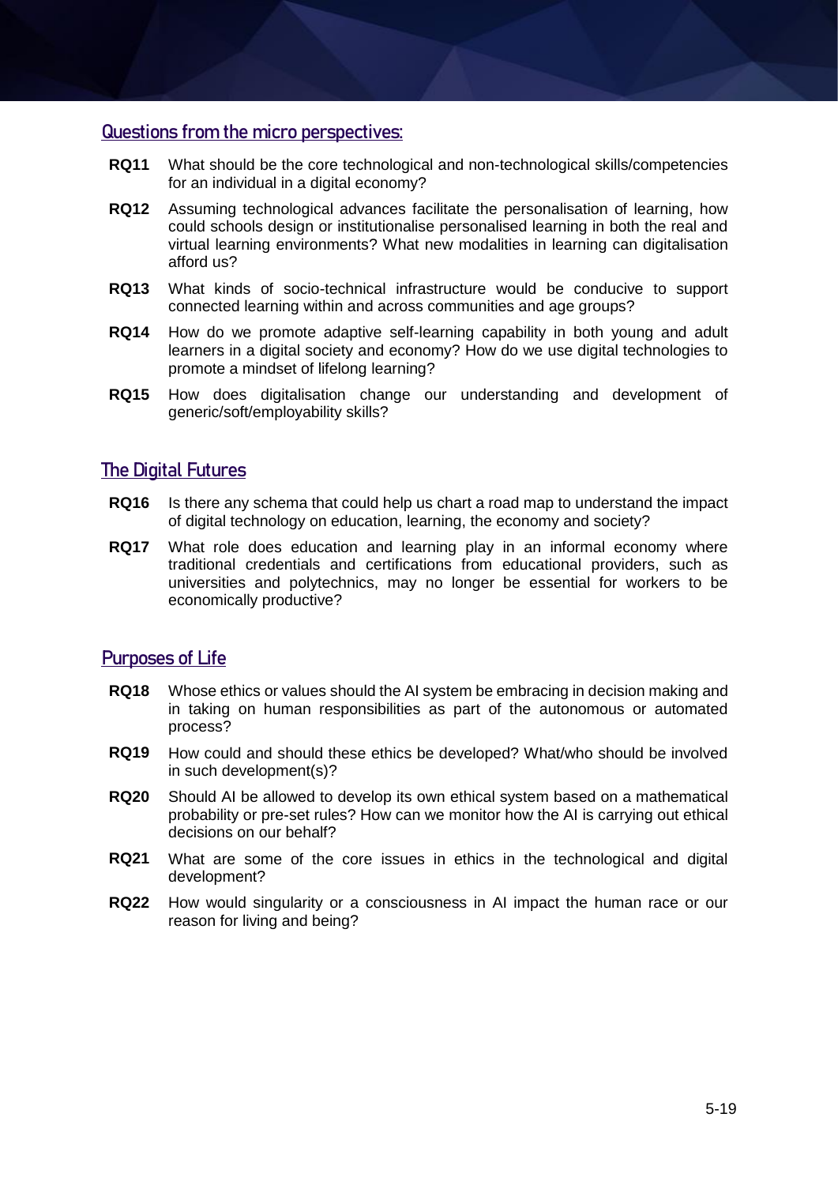## Questions from the micro perspectives:

**RQ11** What should be the core technological and non-technological skills/competencies for an individual in a digital economy?

**RQ12** Assuming technological advances facilitate the personalisation of learning, how could schools design or institutionalise personalised learning in both the real and virtual learning environments? What new modalities in learning can digitalisation afford us?

**RQ13** What kinds of socio-technical infrastructure would be conducive to support connected learning within and across communities and age groups?

**RQ14** How do we promote adaptive self-learning capability in both young and adult learners in a digital society and economy? How do we use digital technologies to promote a mindset of lifelong learning?

**RQ15** How does digitalisation change our understanding and development of generic/soft/employability skills?

## The Digital Futures

**RQ16** Is there any schema that could help us chart a road map to understand the impact of digital technology on education, learning, the economy and society?

**RQ17** What role does education and learning play in an informal economy where traditional credentials and certifications from educational providers, such as universities and polytechnics, may no longer be essential for workers to be economically productive?

## Purposes of Life

**RQ18** Whose ethics or values should the AI system be embracing in decision making and in taking on human responsibilities as part of the autonomous or automated process?

**RQ19** How could and should these ethics be developed? What/who should be involved in such development(s)?

**RQ20** Should AI be allowed to develop its own ethical system based on a mathematical probability or pre-set rules? How can we monitor how the AI is carrying out ethical decisions on our behalf?

**RQ21** What are some of the core issues in ethics in the technological and digital development?

**RQ22** How would singularity or a consciousness in AI impact the human race or our reason for living and being?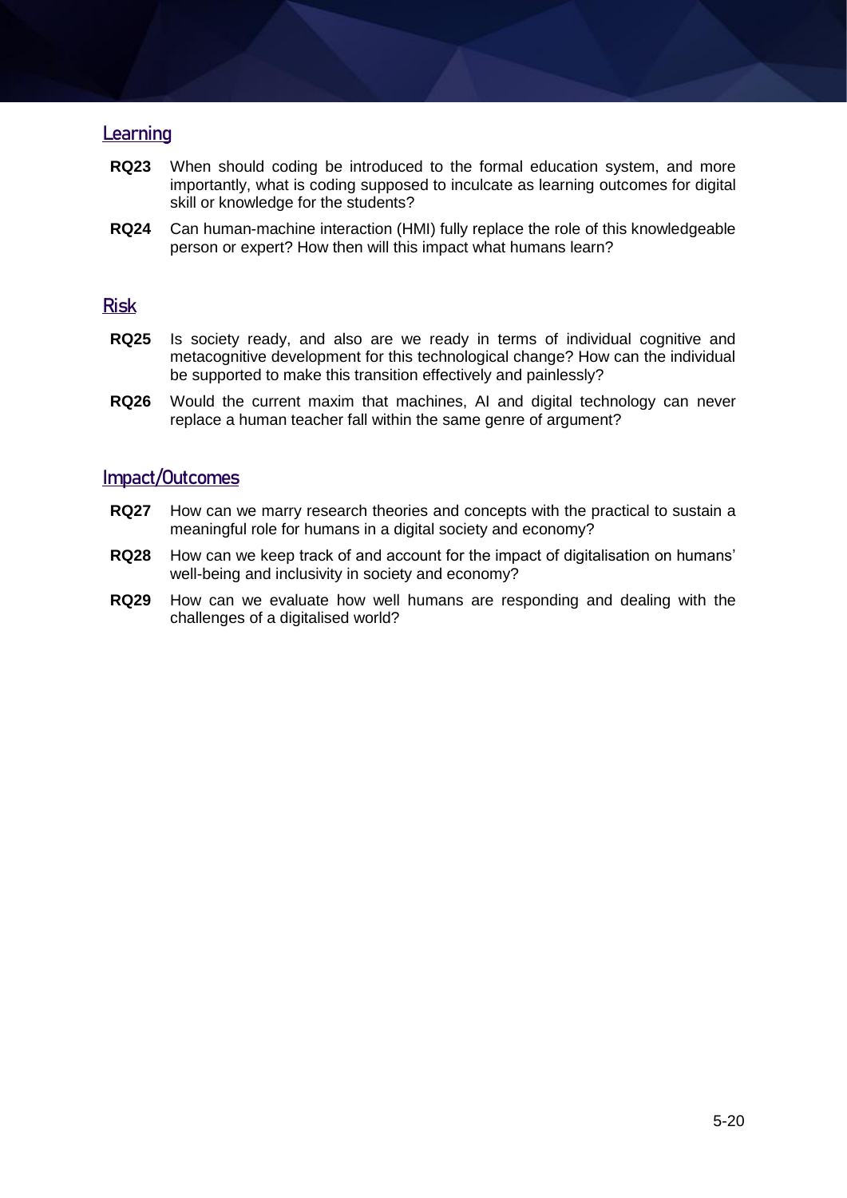## Learning

**RQ23** When should coding be introduced to the formal education system, and more importantly, what is coding supposed to inculcate as learning outcomes for digital skill or knowledge for the students?

**RQ24** Can human-machine interaction (HMI) fully replace the role of this knowledgeable person or expert? How then will this impact what humans learn?

## Risk

**RQ25** Is society ready, and also are we ready in terms of individual cognitive and metacognitive development for this technological change? How can the individual be supported to make this transition effectively and painlessly?

**RQ26** Would the current maxim that machines, AI and digital technology can never replace a human teacher fall within the same genre of argument?

## Impact/Outcomes

**RQ27** How can we marry research theories and concepts with the practical to sustain a meaningful role for humans in a digital society and economy?

**RQ28** How can we keep track of and account for the impact of digitalisation on humans' well-being and inclusivity in society and economy?

**RQ29** How can we evaluate how well humans are responding and dealing with the challenges of a digitalised world?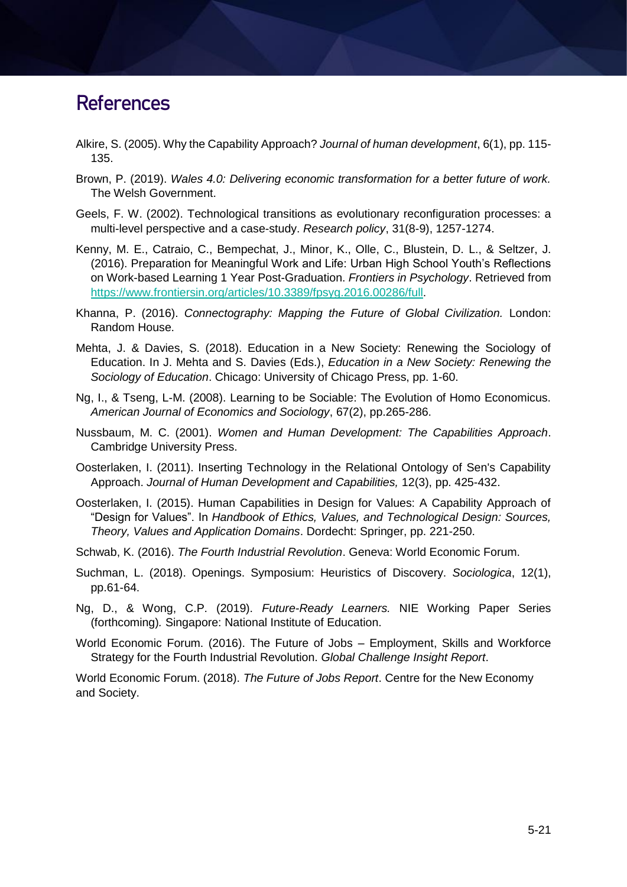# References

Alkire, S. (2005). Why the Capability Approach? *Journal of human development*, 6(1), pp. 115-135.

Brown, P. (2019). *Wales 4.0: Delivering economic transformation for a better future of work.* The Welsh Government.

Geels, F. W. (2002). Technological transitions as evolutionary reconfiguration processes: a multi-level perspective and a case-study. *Research policy*, 31(8-9), 1257-1274.

Kenny, M. E., Catraio, C., Bempechat, J., Minor, K., Olle, C., Blustein, D. L., & Seltzer, J. (2016). Preparation for Meaningful Work and Life: Urban High School Youth's Reflections on Work-based Learning 1 Year Post-Graduation. *Frontiers in Psychology*. Retrieved from https://www.frontiersin.org/articles/10.3389/fpsyg.2016.00286/full.

Khanna, P. (2016). *Connectography: Mapping the Future of Global Civilization.* London: Random House.

Mehta, J. & Davies, S. (2018). Education in a New Society: Renewing the Sociology of Education. In J. Mehta and S. Davies (Eds.), *Education in a New Society: Renewing the Sociology of Education*. Chicago: University of Chicago Press, pp. 1-60.

Ng, I., & Tseng, L-M. (2008). Learning to be Sociable: The Evolution of Homo Economicus. *American Journal of Economics and Sociology*, 67(2), pp.265-286.

Nussbaum, M. C. (2001). *Women and Human Development: The Capabilities Approach*. Cambridge University Press.

Oosterlaken, I. (2011). Inserting Technology in the Relational Ontology of Sen's Capability Approach. *Journal of Human Development and Capabilities,* 12(3), pp. 425-432.

Oosterlaken, I. (2015). Human Capabilities in Design for Values: A Capability Approach of "Design for Values". In *Handbook of Ethics, Values, and Technological Design: Sources, Theory, Values and Application Domains*. Dordecht: Springer, pp. 221-250.

Schwab, K. (2016). *The Fourth Industrial Revolution*. Geneva: World Economic Forum.

Suchman, L. (2018). Openings. Symposium: Heuristics of Discovery. *Sociologica*, 12(1), pp.61-64.

Ng, D., & Wong, C.P. (2019). *Future-Ready Learners.* NIE Working Paper Series (forthcoming)*.* Singapore: National Institute of Education.

World Economic Forum. (2016). The Future of Jobs – Employment, Skills and Workforce Strategy for the Fourth Industrial Revolution. *Global Challenge Insight Report*.

World Economic Forum. (2018). *The Future of Jobs Report*. Centre for the New Economy and Society.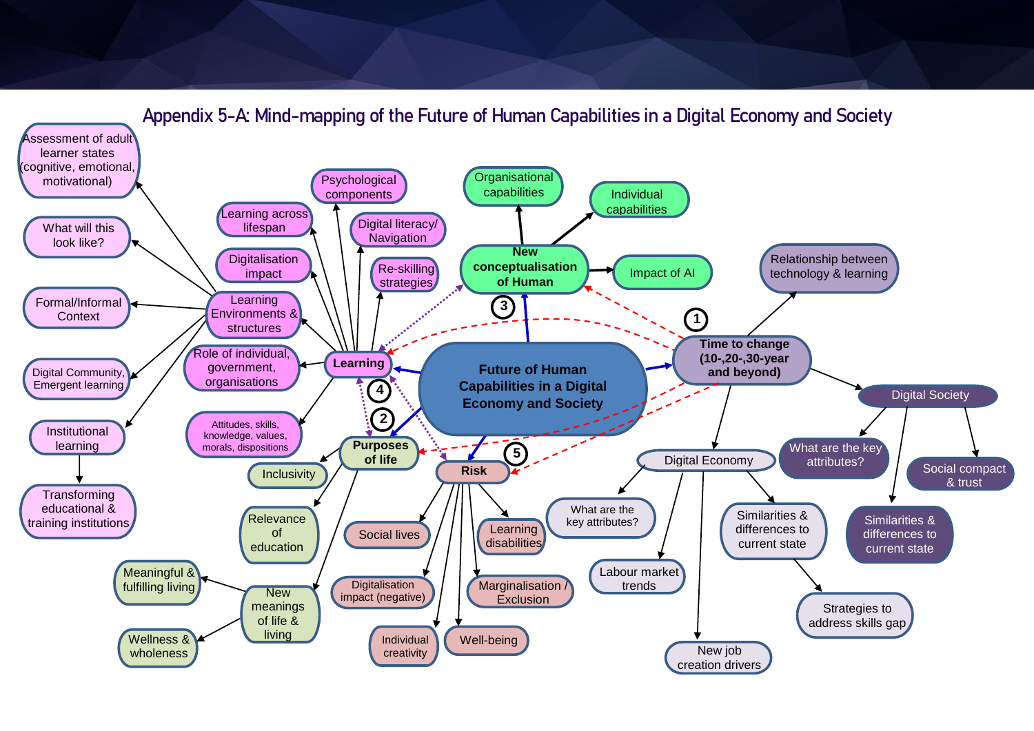# Appendix 5-A: Mind-mapping of the Future of Human Capabilities in a Digital Economy and Society

- **Future of Human Capabilities in a Digital Economy and Society**
  - **Learning**
    - Psychological components
    - Learning across lifespan
    - Digital literacy/ Navigation
    - Digitalisation impact
    - Re-skilling strategies
    - Learning Environments & structures
      - Assessment of adult learner states (cognitive, emotional, motivational)
      - What will this look like?
      - Formal/Informal Context
      - Digital Community, Emergent learning
      - Institutional learning
        - Transforming educational & training institutions
    - Role of individual, government, organisations
    - Attitudes, skills, knowledge, values, morals, dispositions
  - **Purposes of life**
    - Inclusivity
    - Relevance of education
    - New meanings of life & living
      - Meaningful & fulfilling living
      - Wellness & wholeness
  - **Risk**
    - Social lives
    - Learning disabilities
    - Digitalisation impact (negative)
    - Marginalisation / Exclusion
    - Individual creativity
    - Well-being
  - **New conceptualisation of Human**
    - Organisational capabilities
    - Individual capabilities
    - Impact of AI
  - **Time to change (10-,20-,30-year and beyond)**
    - Relationship between technology & learning
    - Digital Society
      - What are the key attributes?
      - Social compact & trust
      - Similarities & differences to current state
    - Digital Economy
      - What are the key attributes?
      - Labour market trends
      - New job creation drivers
      - Similarities & differences to current state
        - Strategies to address skills gap

Numbered links: 1 (Time to change), 2 (Purposes of life), 3 (New conceptualisation of Human), 4 (Learning), 5 (Risk)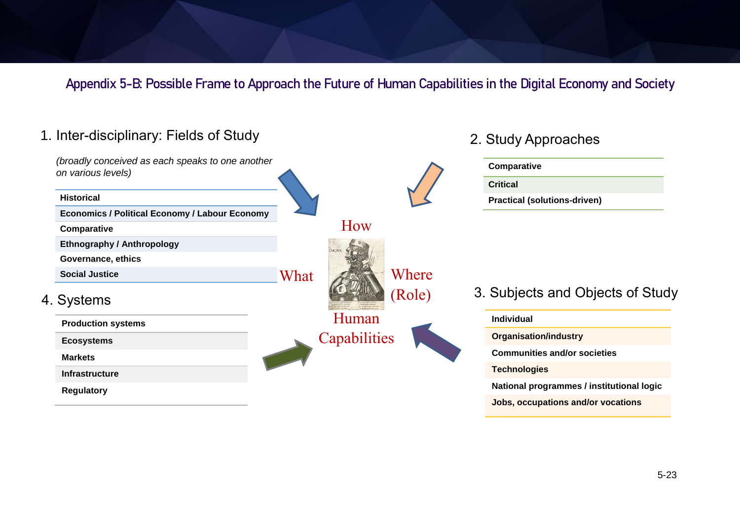## Appendix 5-B: Possible Frame to Approach the Future of Human Capabilities in the Digital Economy and Society

### 1. Inter-disciplinary: Fields of Study

*(broadly conceived as each speaks to one another on various levels)*

| |
|---|
| **Historical** |
| **Economics / Political Economy / Labour Economy** |
| **Comparative** |
| **Ethnography / Anthropology** |
| **Governance, ethics** |
| **Social Justice** |

### 2. Study Approaches

| |
|---|
| **Comparative** |
| **Critical** |
| **Practical (solutions-driven)** |

How

What

Where (Role)

Human Capabilities

### 3. Subjects and Objects of Study

| |
|---|
| **Individual** |
| **Organisation/industry** |
| **Communities and/or societies** |
| **Technologies** |
| **National programmes / institutional logic** |
| **Jobs, occupations and/or vocations** |

### 4. Systems

| |
|---|
| **Production systems** |
| **Ecosystems** |
| **Markets** |
| **Infrastructure** |
| **Regulatory** |